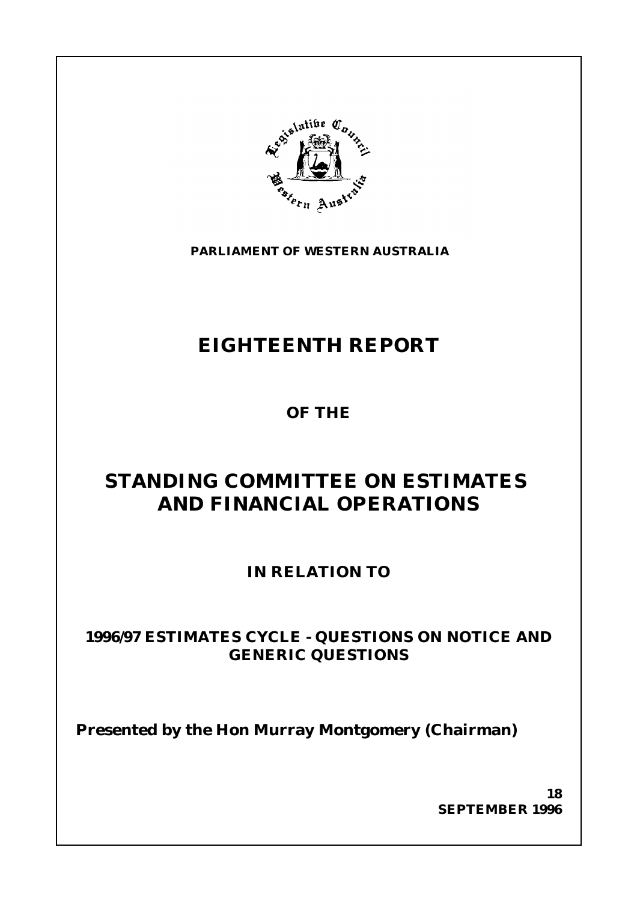**PARLIAMENT OF WESTERN AUSTRALIA**

# EIGHTEENTH REPORT

## OF THE

# STANDING COMMITTEE ON ESTIMATES AND FINANCIAL OPERATIONS

## IN RELATION TO

## 1996/97 ESTIMATES CYCLE - QUESTIONS ON NOTICE AND GENERIC QUESTIONS

**Presented by the Hon Murray Montgomery (Chairman)**

**18**
**SEPTEMBER 1996**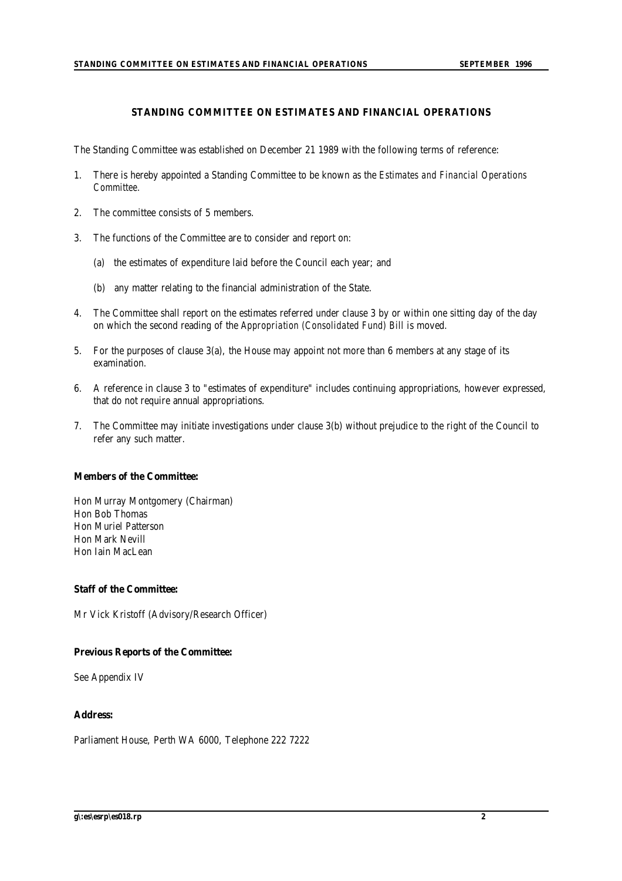## STANDING COMMITTEE ON ESTIMATES AND FINANCIAL OPERATIONS

The Standing Committee was established on December 21 1989 with the following terms of reference:

1. There is hereby appointed a Standing Committee to be known as the *Estimates and Financial Operations Committee*.

2. The committee consists of 5 members.

3. The functions of the Committee are to consider and report on:

   (a) the estimates of expenditure laid before the Council each year; and

   (b) any matter relating to the financial administration of the State.

4. The Committee shall report on the estimates referred under clause 3 by or within one sitting day of the day on which the second reading of the *Appropriation (Consolidated Fund) Bill* is moved.

5. For the purposes of clause 3(a), the House may appoint not more than 6 members at any stage of its examination.

6. A reference in clause 3 to "estimates of expenditure" includes continuing appropriations, however expressed, that do not require annual appropriations.

7. The Committee may initiate investigations under clause 3(b) without prejudice to the right of the Council to refer any such matter.

**Members of the Committee:**

Hon Murray Montgomery (Chairman)
Hon Bob Thomas
Hon Muriel Patterson
Hon Mark Nevill
Hon Iain MacLean

**Staff of the Committee:**

Mr Vick Kristoff (Advisory/Research Officer)

**Previous Reports of the Committee:**

See Appendix IV

**Address:**

Parliament House, Perth WA 6000, Telephone 222 7222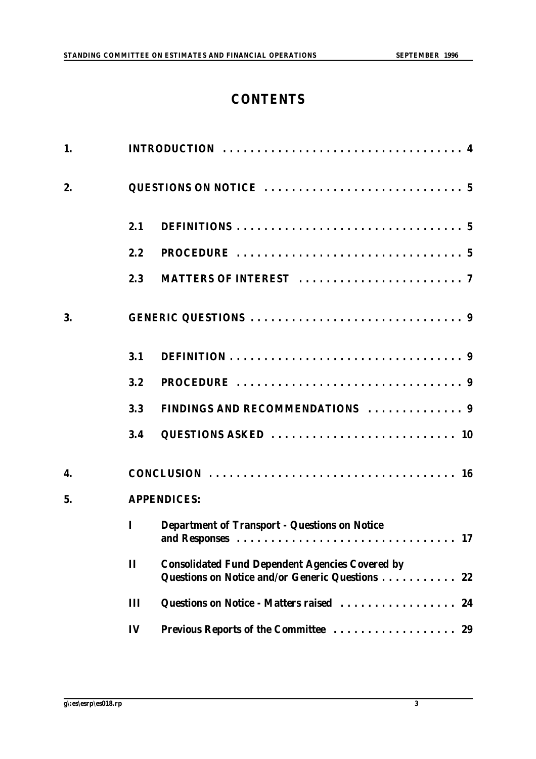# CONTENTS

| | | | |
|---|---|---|---|
| 1. | | INTRODUCTION | 4 |
| 2. | | QUESTIONS ON NOTICE | 5 |
| | 2.1 | DEFINITIONS | 5 |
| | 2.2 | PROCEDURE | 5 |
| | 2.3 | MATTERS OF INTEREST | 7 |
| 3. | | GENERIC QUESTIONS | 9 |
| | 3.1 | DEFINITION | 9 |
| | 3.2 | PROCEDURE | 9 |
| | 3.3 | FINDINGS AND RECOMMENDATIONS | 9 |
| | 3.4 | QUESTIONS ASKED | 10 |
| 4. | | CONCLUSION | 16 |
| 5. | | APPENDICES: | |
| | I | Department of Transport - Questions on Notice and Responses | 17 |
| | II | Consolidated Fund Dependent Agencies Covered by Questions on Notice and/or Generic Questions | 22 |
| | III | Questions on Notice - Matters raised | 24 |
| | IV | Previous Reports of the Committee | 29 |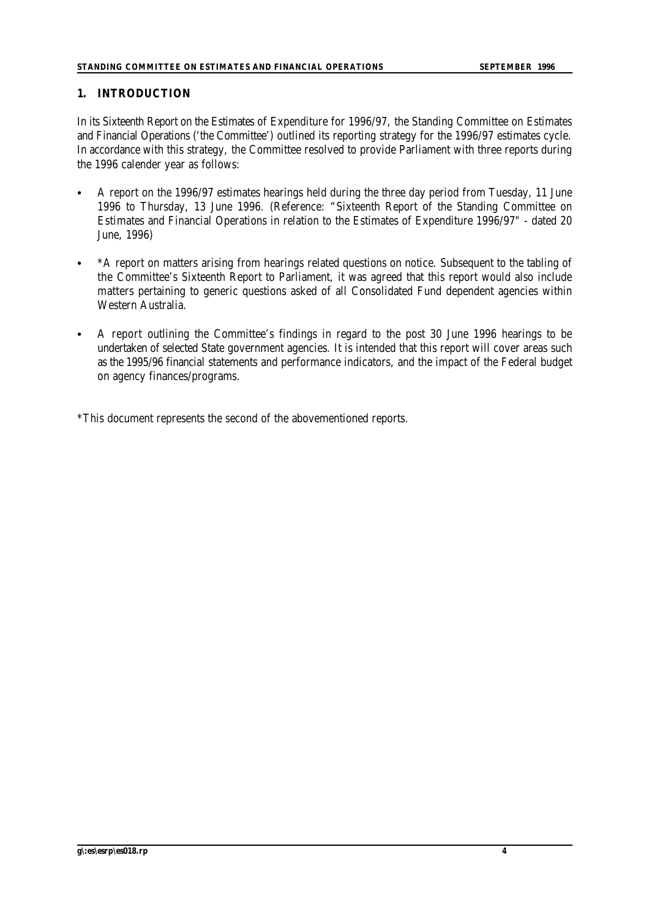## 1. INTRODUCTION

In its Sixteenth Report on the Estimates of Expenditure for 1996/97, the Standing Committee on Estimates and Financial Operations ('the Committee') outlined its reporting strategy for the 1996/97 estimates cycle. In accordance with this strategy, the Committee resolved to provide Parliament with three reports during the 1996 calender year as follows:

- A report on the 1996/97 estimates hearings held during the three day period from Tuesday, 11 June 1996 to Thursday, 13 June 1996. (Reference: "Sixteenth Report of the Standing Committee on Estimates and Financial Operations in relation to the Estimates of Expenditure 1996/97" - dated 20 June, 1996)
- *A report on matters arising from hearings related questions on notice. Subsequent to the tabling of the Committee's Sixteenth Report to Parliament, it was agreed that this report would also include matters pertaining to generic questions asked of all Consolidated Fund dependent agencies within Western Australia.
- A report outlining the Committee's findings in regard to the post 30 June 1996 hearings to be undertaken of selected State government agencies. It is intended that this report will cover areas such as the 1995/96 financial statements and performance indicators, and the impact of the Federal budget on agency finances/programs.

*This document represents the second of the abovementioned reports.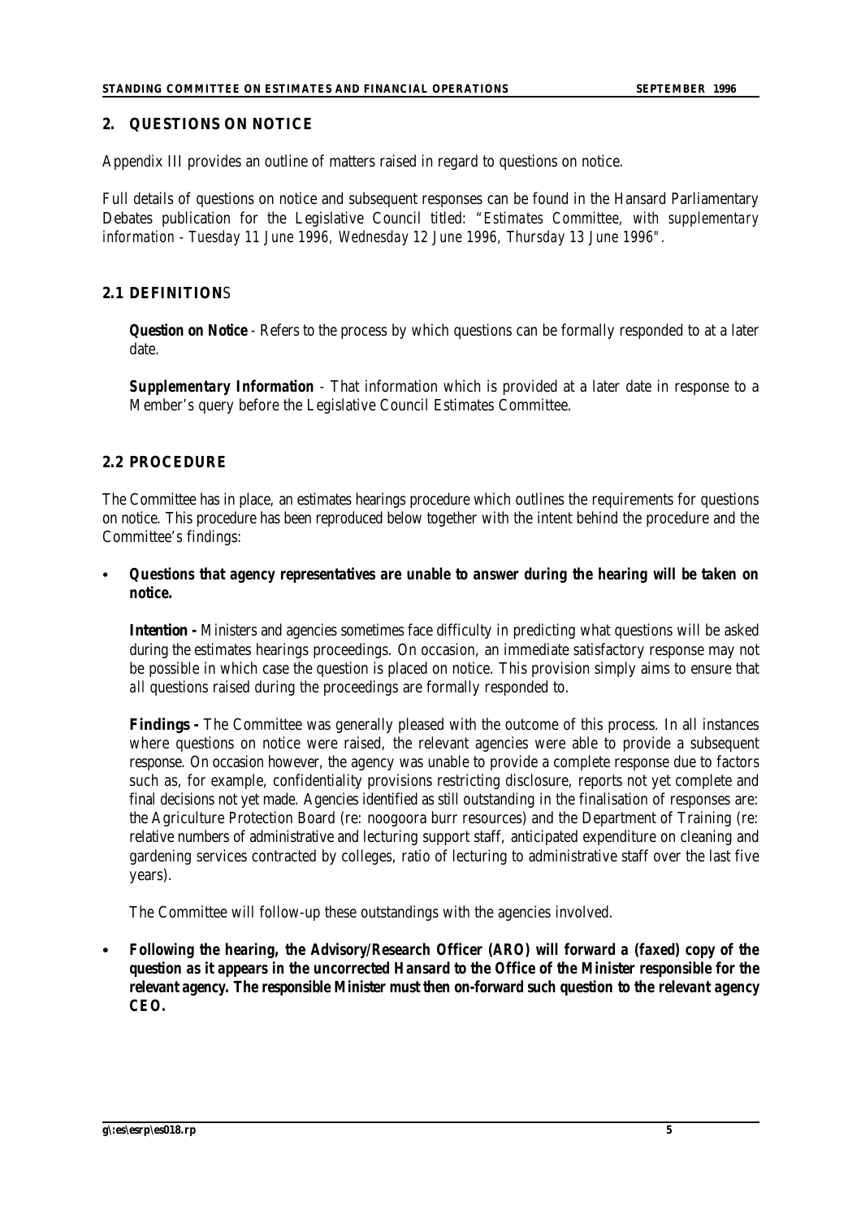## 2. QUESTIONS ON NOTICE

Appendix III provides an outline of matters raised in regard to questions on notice.

Full details of questions on notice and subsequent responses can be found in the Hansard Parliamentary Debates publication for the Legislative Council titled: *"Estimates Committee, with supplementary information - Tuesday 11 June 1996, Wednesday 12 June 1996, Thursday 13 June 1996"*.

### 2.1 DEFINITIONS

**Question on Notice** - Refers to the process by which questions can be formally responded to at a later date.

**Supplementary Information** - That information which is provided at a later date in response to a Member's query before the Legislative Council Estimates Committee.

### 2.2 PROCEDURE

The Committee has in place, an estimates hearings procedure which outlines the requirements for questions on notice. This procedure has been reproduced below together with the intent behind the procedure and the Committee's findings:

- ***Questions that agency representatives are unable to answer during the hearing will be taken on notice.***

  **Intention -** Ministers and agencies sometimes face difficulty in predicting what questions will be asked during the estimates hearings proceedings. On occasion, an immediate satisfactory response may not be possible in which case the question is placed on notice. This provision simply aims to ensure that *all* questions raised during the proceedings are formally responded to.

  **Findings -** The Committee was generally pleased with the outcome of this process. In all instances where questions on notice were raised, the relevant agencies were able to provide a subsequent response. On occasion however, the agency was unable to provide a complete response due to factors such as, for example, confidentiality provisions restricting disclosure, reports not yet complete and final decisions not yet made. Agencies identified as still outstanding in the finalisation of responses are: the Agriculture Protection Board (re: noogoora burr resources) and the Department of Training (re: relative numbers of administrative and lecturing support staff, anticipated expenditure on cleaning and gardening services contracted by colleges, ratio of lecturing to administrative staff over the last five years).

  The Committee will follow-up these outstandings with the agencies involved.

- ***Following the hearing, the Advisory/Research Officer (ARO) will forward a (faxed) copy of the question as it appears in the uncorrected Hansard to the Office of the Minister responsible for the relevant agency. The responsible Minister must then on-forward such question to the relevant agency CEO.***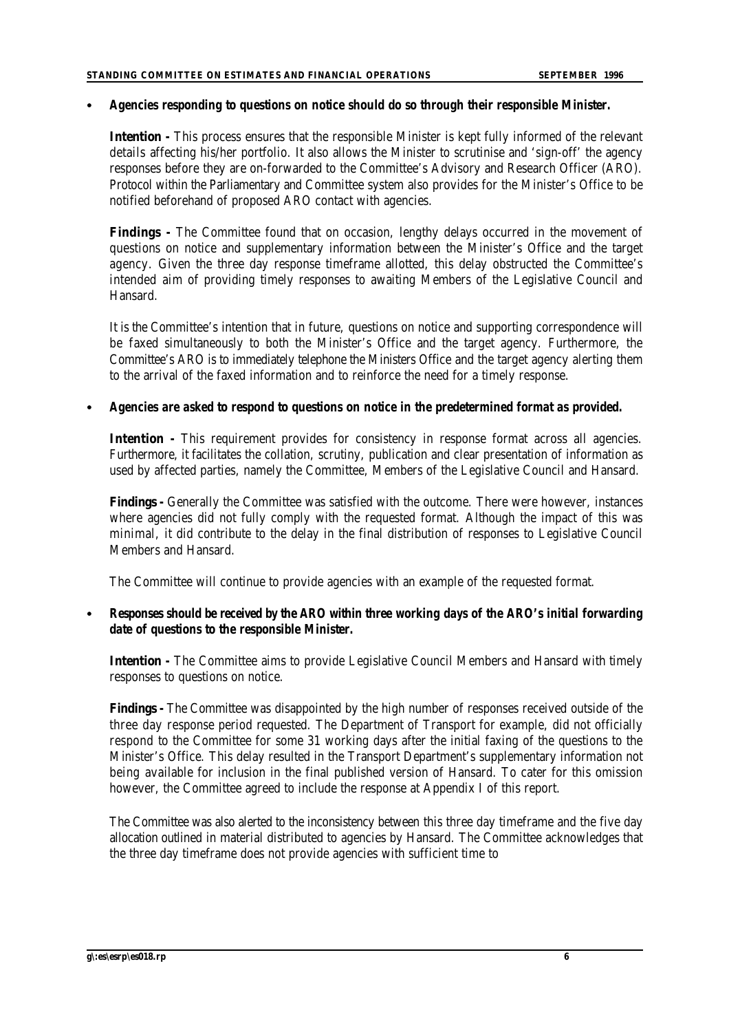- ***Agencies responding to questions on notice should do so through their responsible Minister.***

  **Intention -** This process ensures that the responsible Minister is kept fully informed of the relevant details affecting his/her portfolio. It also allows the Minister to scrutinise and 'sign-off' the agency responses before they are on-forwarded to the Committee's Advisory and Research Officer (ARO). Protocol within the Parliamentary and Committee system also provides for the Minister's Office to be notified beforehand of proposed ARO contact with agencies.

  **Findings -** The Committee found that on occasion, lengthy delays occurred in the movement of questions on notice and supplementary information between the Minister's Office and the target agency. Given the three day response timeframe allotted, this delay obstructed the Committee's intended aim of providing timely responses to awaiting Members of the Legislative Council and Hansard.

  It is the Committee's intention that in future, questions on notice and supporting correspondence will be faxed simultaneously to both the Minister's Office and the target agency. Furthermore, the Committee's ARO is to immediately telephone the Ministers Office and the target agency alerting them to the arrival of the faxed information and to reinforce the need for a timely response.

- ***Agencies are asked to respond to questions on notice in the predetermined format as provided.***

  **Intention -** This requirement provides for consistency in response format across all agencies. Furthermore, it facilitates the collation, scrutiny, publication and clear presentation of information as used by affected parties, namely the Committee, Members of the Legislative Council and Hansard.

  **Findings -** Generally the Committee was satisfied with the outcome. There were however, instances where agencies did not fully comply with the requested format. Although the impact of this was minimal, it did contribute to the delay in the final distribution of responses to Legislative Council Members and Hansard.

  The Committee will continue to provide agencies with an example of the requested format.

- ***Responses should be received by the ARO within three working days of the ARO's initial forwarding date of questions to the responsible Minister.***

  **Intention -** The Committee aims to provide Legislative Council Members and Hansard with timely responses to questions on notice.

  **Findings -** The Committee was disappointed by the high number of responses received outside of the three day response period requested. The Department of Transport for example, did not officially respond to the Committee for some 31 working days after the initial faxing of the questions to the Minister's Office. This delay resulted in the Transport Department's supplementary information not being available for inclusion in the final published version of Hansard. To cater for this omission however, the Committee agreed to include the response at Appendix I of this report.

  The Committee was also alerted to the inconsistency between this three day timeframe and the five day allocation outlined in material distributed to agencies by Hansard. The Committee acknowledges that the three day timeframe does not provide agencies with sufficient time to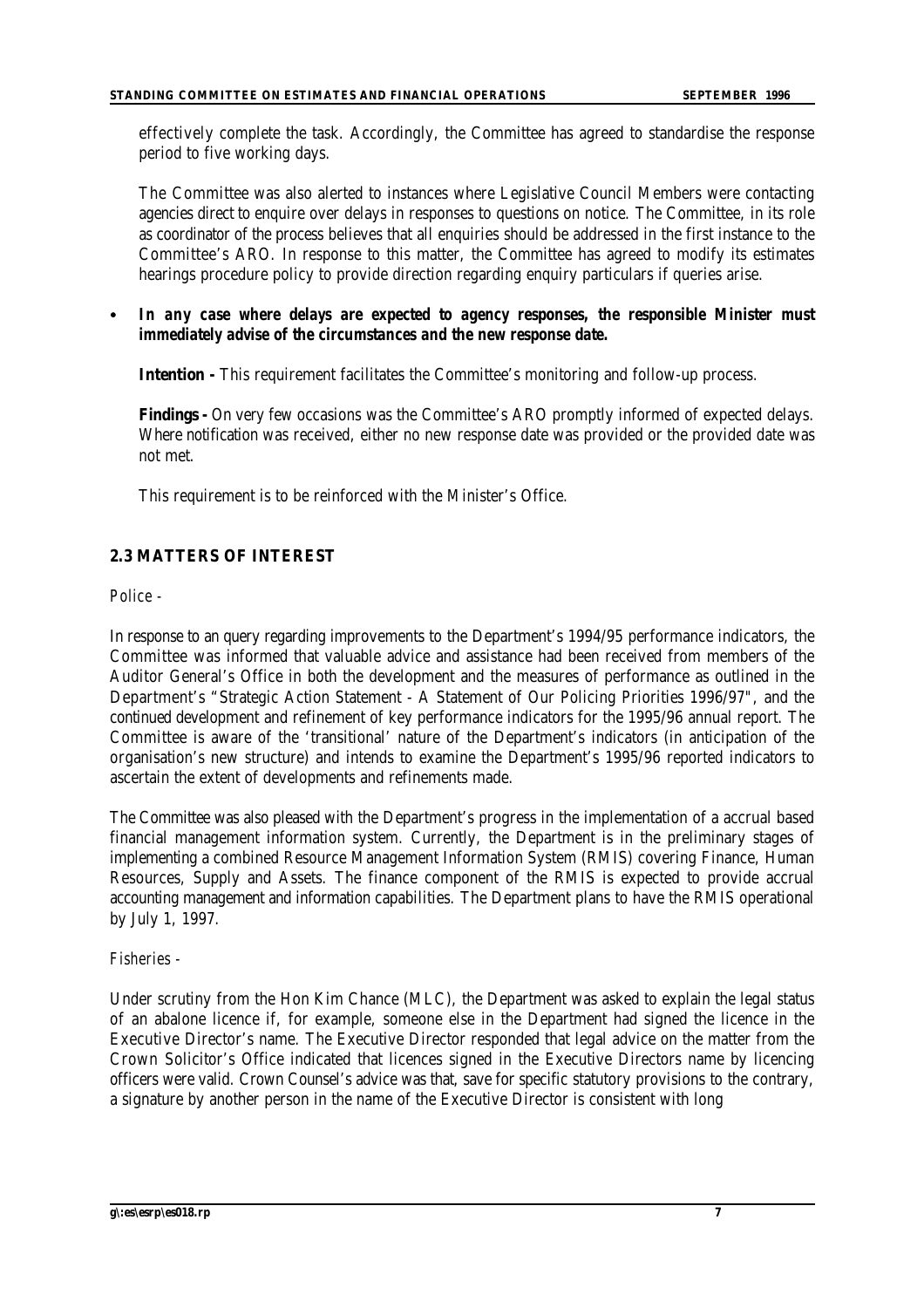effectively complete the task. Accordingly, the Committee has agreed to standardise the response period to five working days.

The Committee was also alerted to instances where Legislative Council Members were contacting agencies direct to enquire over delays in responses to questions on notice. The Committee, in its role as coordinator of the process believes that all enquiries should be addressed in the first instance to the Committee's ARO. In response to this matter, the Committee has agreed to modify its estimates hearings procedure policy to provide direction regarding enquiry particulars if queries arise.

- ***In any case where delays are expected to agency responses, the responsible Minister must immediately advise of the circumstances and the new response date.***

  **Intention -** This requirement facilitates the Committee's monitoring and follow-up process.

  **Findings -** On very few occasions was the Committee's ARO promptly informed of expected delays. Where notification was received, either no new response date was provided or the provided date was not met.

  This requirement is to be reinforced with the Minister's Office.

## 2.3 MATTERS OF INTEREST

*Police -*

In response to an query regarding improvements to the Department's 1994/95 performance indicators, the Committee was informed that valuable advice and assistance had been received from members of the Auditor General's Office in both the development and the measures of performance as outlined in the Department's "Strategic Action Statement - A Statement of Our Policing Priorities 1996/97", and the continued development and refinement of key performance indicators for the 1995/96 annual report. The Committee is aware of the 'transitional' nature of the Department's indicators (in anticipation of the organisation's new structure) and intends to examine the Department's 1995/96 reported indicators to ascertain the extent of developments and refinements made.

The Committee was also pleased with the Department's progress in the implementation of a accrual based financial management information system. Currently, the Department is in the preliminary stages of implementing a combined Resource Management Information System (RMIS) covering Finance, Human Resources, Supply and Assets. The finance component of the RMIS is expected to provide accrual accounting management and information capabilities. The Department plans to have the RMIS operational by July 1, 1997.

*Fisheries -*

Under scrutiny from the Hon Kim Chance (MLC), the Department was asked to explain the legal status of an abalone licence if, for example, someone else in the Department had signed the licence in the Executive Director's name. The Executive Director responded that legal advice on the matter from the Crown Solicitor's Office indicated that licences signed in the Executive Directors name by licencing officers were valid. Crown Counsel's advice was that, save for specific statutory provisions to the contrary, a signature by another person in the name of the Executive Director is consistent with long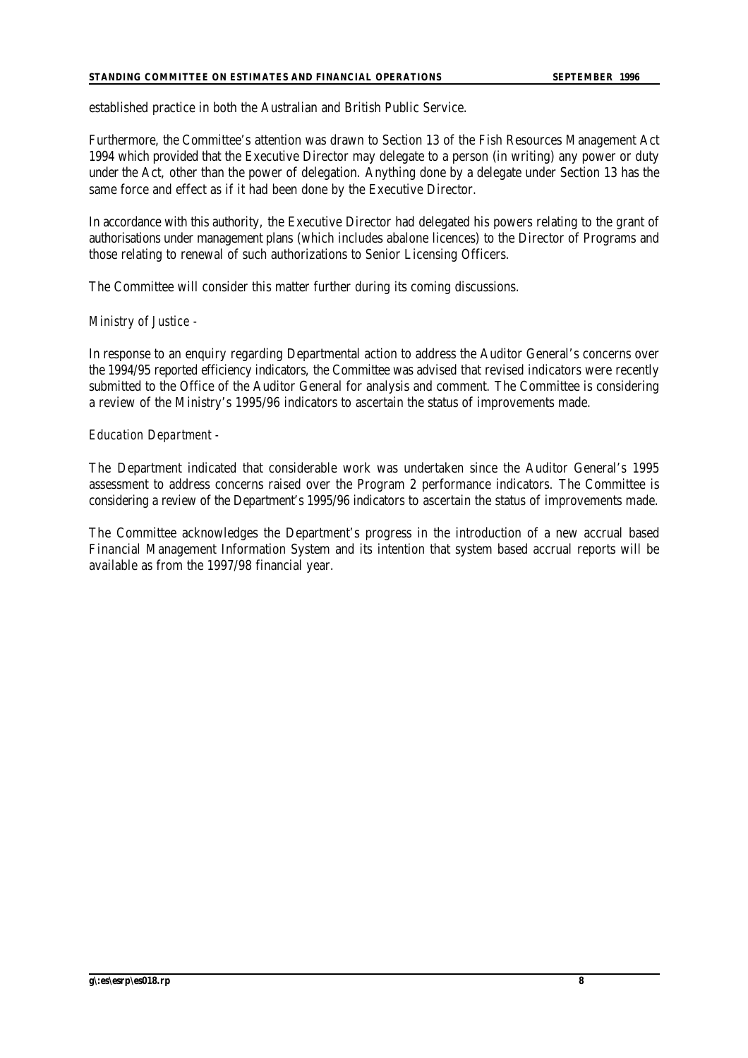established practice in both the Australian and British Public Service.

Furthermore, the Committee's attention was drawn to Section 13 of the Fish Resources Management Act 1994 which provided that the Executive Director may delegate to a person (in writing) any power or duty under the Act, other than the power of delegation. Anything done by a delegate under Section 13 has the same force and effect as if it had been done by the Executive Director.

In accordance with this authority, the Executive Director had delegated his powers relating to the grant of authorisations under management plans (which includes abalone licences) to the Director of Programs and those relating to renewal of such authorizations to Senior Licensing Officers.

The Committee will consider this matter further during its coming discussions.

*Ministry of Justice -*

In response to an enquiry regarding Departmental action to address the Auditor General's concerns over the 1994/95 reported efficiency indicators, the Committee was advised that revised indicators were recently submitted to the Office of the Auditor General for analysis and comment. The Committee is considering a review of the Ministry's 1995/96 indicators to ascertain the status of improvements made.

*Education Department -*

The Department indicated that considerable work was undertaken since the Auditor General's 1995 assessment to address concerns raised over the Program 2 performance indicators. The Committee is considering a review of the Department's 1995/96 indicators to ascertain the status of improvements made.

The Committee acknowledges the Department's progress in the introduction of a new accrual based Financial Management Information System and its intention that system based accrual reports will be available as from the 1997/98 financial year.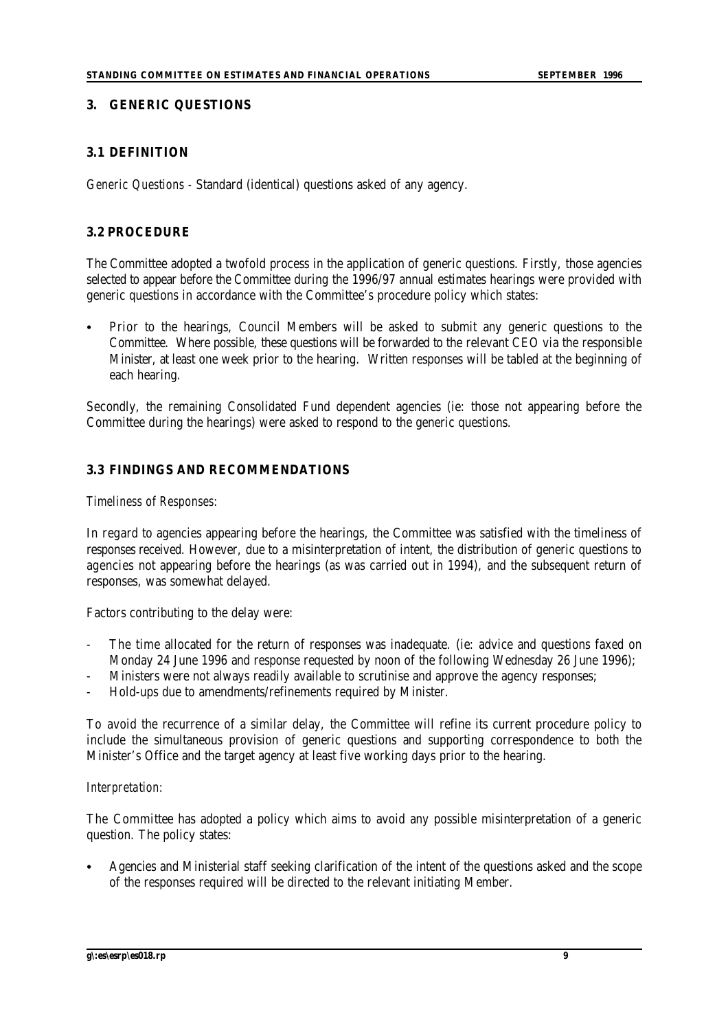## 3. GENERIC QUESTIONS

### 3.1 DEFINITION

*Generic Questions* - Standard (identical) questions asked of any agency.

### 3.2 PROCEDURE

The Committee adopted a twofold process in the application of generic questions. Firstly, those agencies selected to appear before the Committee during the 1996/97 annual estimates hearings were provided with generic questions in accordance with the Committee's procedure policy which states:

- Prior to the hearings, Council Members will be asked to submit any generic questions to the Committee. Where possible, these questions will be forwarded to the relevant CEO via the responsible Minister, at least one week prior to the hearing. Written responses will be tabled at the beginning of each hearing.

Secondly, the remaining Consolidated Fund dependent agencies (ie: those not appearing before the Committee during the hearings) were asked to respond to the generic questions.

### 3.3 FINDINGS AND RECOMMENDATIONS

*Timeliness of Responses:*

In regard to agencies appearing before the hearings, the Committee was satisfied with the timeliness of responses received. However, due to a misinterpretation of intent, the distribution of generic questions to agencies not appearing before the hearings (as was carried out in 1994), and the subsequent return of responses, was somewhat delayed.

Factors contributing to the delay were:

- The time allocated for the return of responses was inadequate. (ie: advice and questions faxed on Monday 24 June 1996 and response requested by noon of the following Wednesday 26 June 1996);
- Ministers were not always readily available to scrutinise and approve the agency responses;
- Hold-ups due to amendments/refinements required by Minister.

To avoid the recurrence of a similar delay, the Committee will refine its current procedure policy to include the simultaneous provision of generic questions and supporting correspondence to both the Minister's Office and the target agency at least five working days prior to the hearing.

*Interpretation:*

The Committee has adopted a policy which aims to avoid any possible misinterpretation of a generic question. The policy states:

- Agencies and Ministerial staff seeking clarification of the intent of the questions asked and the scope of the responses required will be directed to the relevant initiating Member.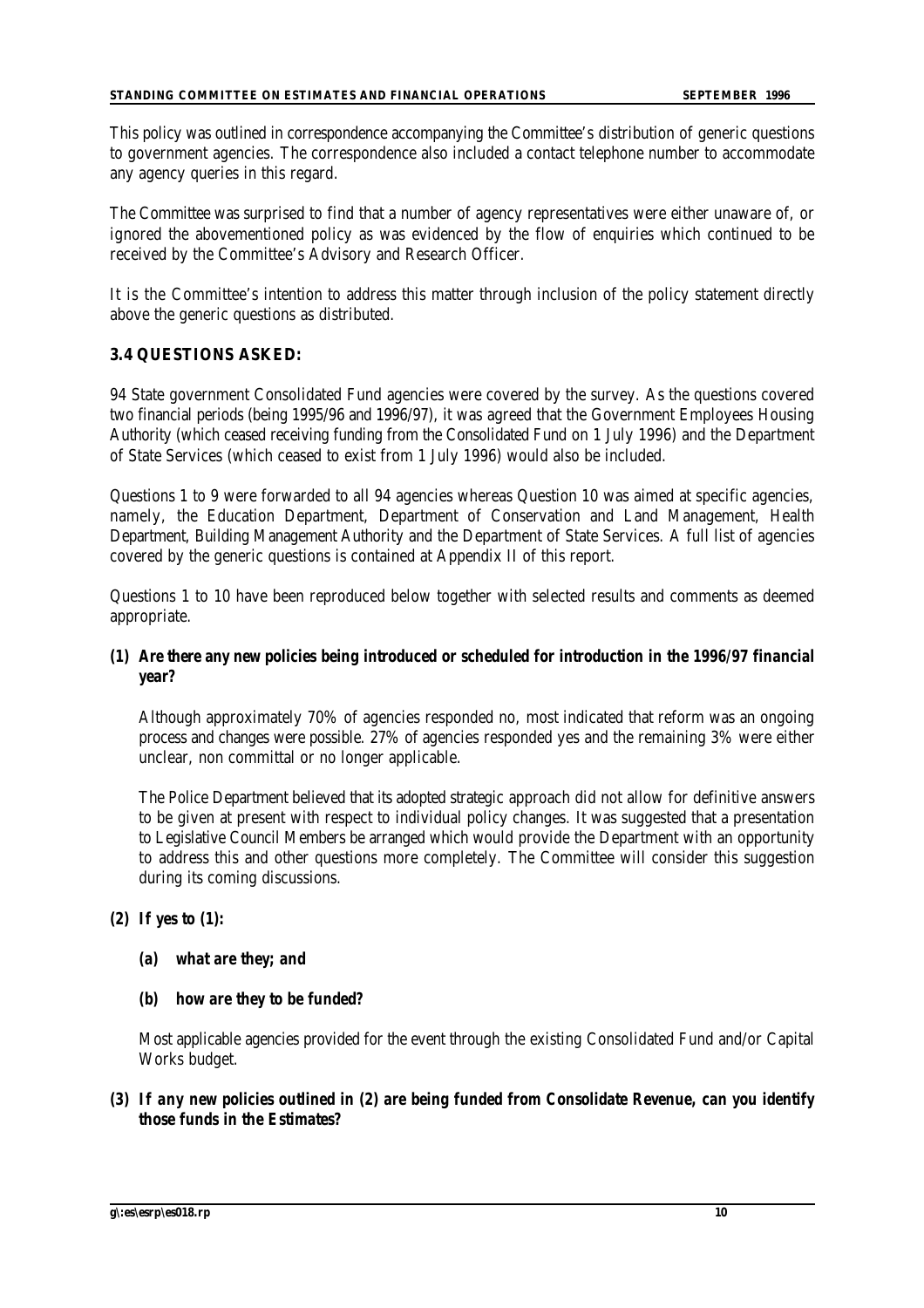This policy was outlined in correspondence accompanying the Committee's distribution of generic questions to government agencies. The correspondence also included a contact telephone number to accommodate any agency queries in this regard.

The Committee was surprised to find that a number of agency representatives were either unaware of, or ignored the abovementioned policy as was evidenced by the flow of enquiries which continued to be received by the Committee's Advisory and Research Officer.

It is the Committee's intention to address this matter through inclusion of the policy statement directly above the generic questions as distributed.

### 3.4 QUESTIONS ASKED:

94 State government Consolidated Fund agencies were covered by the survey. As the questions covered two financial periods (being 1995/96 and 1996/97), it was agreed that the Government Employees Housing Authority (which ceased receiving funding from the Consolidated Fund on 1 July 1996) and the Department of State Services (which ceased to exist from 1 July 1996) would also be included.

Questions 1 to 9 were forwarded to all 94 agencies whereas Question 10 was aimed at specific agencies, namely, the Education Department, Department of Conservation and Land Management, Health Department, Building Management Authority and the Department of State Services. A full list of agencies covered by the generic questions is contained at Appendix II of this report.

Questions 1 to 10 have been reproduced below together with selected results and comments as deemed appropriate.

**(1) *Are there any new policies being introduced or scheduled for introduction in the 1996/97 financial year?***

Although approximately 70% of agencies responded no, most indicated that reform was an ongoing process and changes were possible. 27% of agencies responded yes and the remaining 3% were either unclear, non committal or no longer applicable.

The Police Department believed that its adopted strategic approach did not allow for definitive answers to be given at present with respect to individual policy changes. It was suggested that a presentation to Legislative Council Members be arranged which would provide the Department with an opportunity to address this and other questions more completely. The Committee will consider this suggestion during its coming discussions.

**(2) *If yes to (1):***

**(a) *what are they; and***

**(b) *how are they to be funded?***

Most applicable agencies provided for the event through the existing Consolidated Fund and/or Capital Works budget.

**(3) *If any new policies outlined in (2) are being funded from Consolidate Revenue, can you identify those funds in the Estimates?***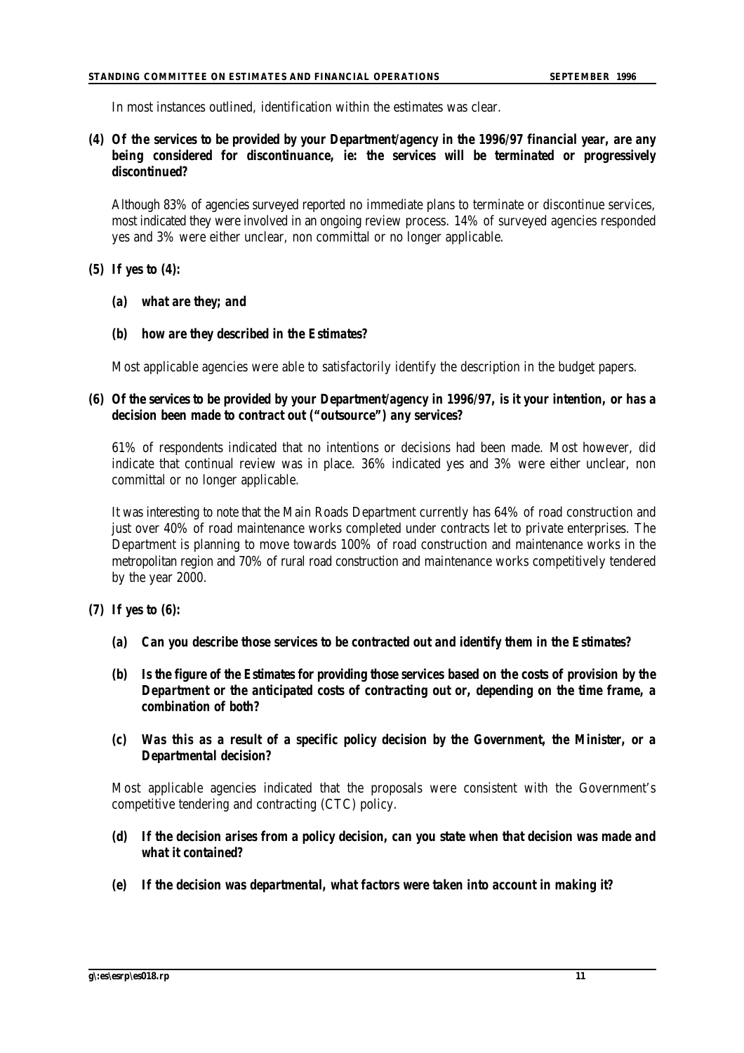In most instances outlined, identification within the estimates was clear.

**(4) Of the services to be provided by your Department/agency in the 1996/97 financial year, are any being considered for discontinuance, ie: the services will be terminated or progressively discontinued?**

Although 83% of agencies surveyed reported no immediate plans to terminate or discontinue services, most indicated they were involved in an ongoing review process. 14% of surveyed agencies responded yes and 3% were either unclear, non committal or no longer applicable.

**(5) If yes to (4):**

**(a) what are they; and**

**(b) how are they described in the Estimates?**

Most applicable agencies were able to satisfactorily identify the description in the budget papers.

**(6) Of the services to be provided by your Department/agency in 1996/97, is it your intention, or has a decision been made to contract out ("outsource") any services?**

61% of respondents indicated that no intentions or decisions had been made. Most however, did indicate that continual review was in place. 36% indicated yes and 3% were either unclear, non committal or no longer applicable.

It was interesting to note that the Main Roads Department currently has 64% of road construction and just over 40% of road maintenance works completed under contracts let to private enterprises. The Department is planning to move towards 100% of road construction and maintenance works in the metropolitan region and 70% of rural road construction and maintenance works competitively tendered by the year 2000.

**(7) If yes to (6):**

**(a) Can you describe those services to be contracted out and identify them in the Estimates?**

**(b) Is the figure of the Estimates for providing those services based on the costs of provision by the Department or the anticipated costs of contracting out or, depending on the time frame, a combination of both?**

**(c) Was this as a result of a specific policy decision by the Government, the Minister, or a Departmental decision?**

Most applicable agencies indicated that the proposals were consistent with the Government's competitive tendering and contracting (CTC) policy.

**(d) If the decision arises from a policy decision, can you state when that decision was made and what it contained?**

**(e) If the decision was departmental, what factors were taken into account in making it?**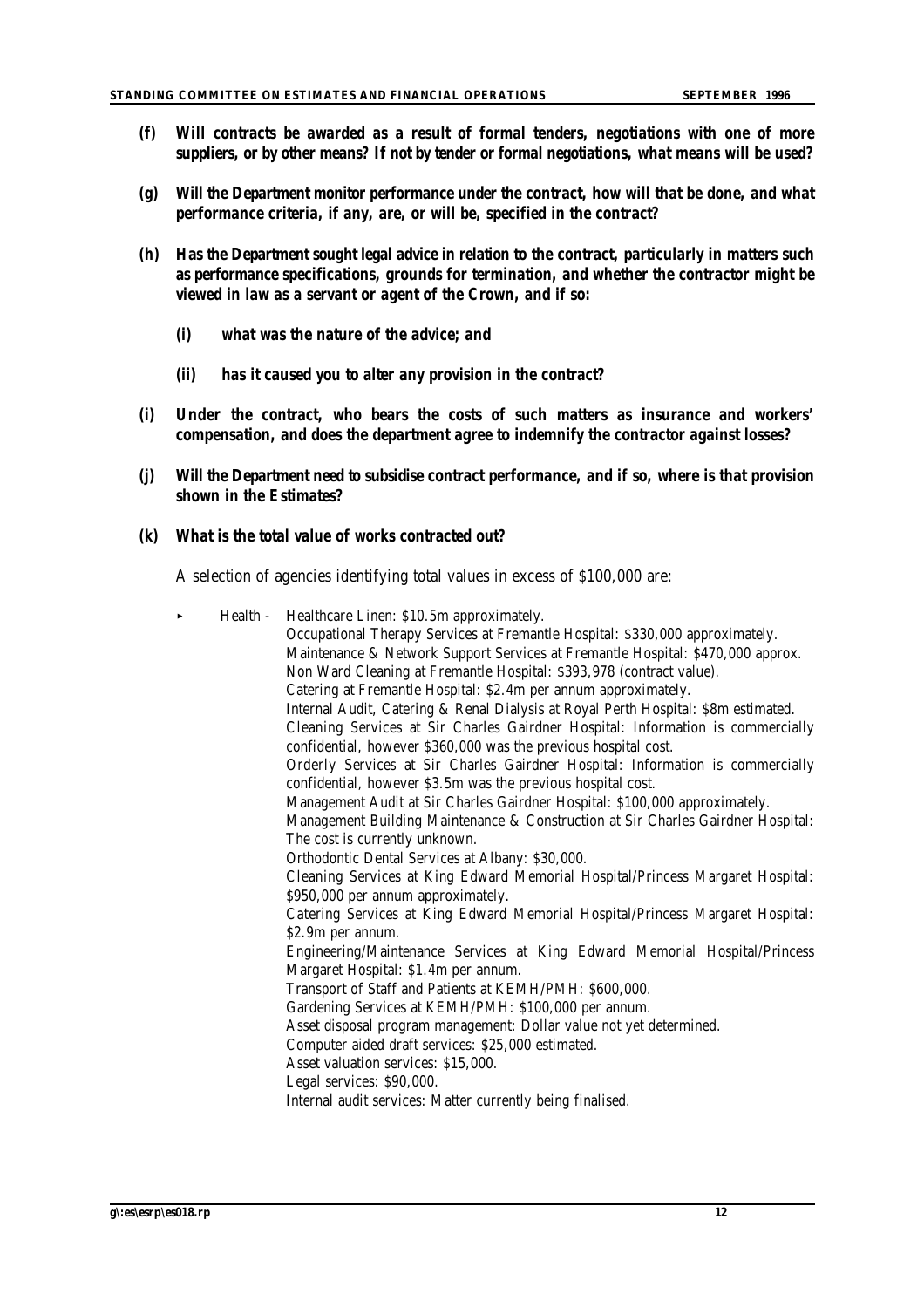**(f) Will contracts be awarded as a result of formal tenders, negotiations with one of more suppliers, or by other means? If not by tender or formal negotiations, what means will be used?**

**(g) Will the Department monitor performance under the contract, how will that be done, and what performance criteria, if any, are, or will be, specified in the contract?**

**(h) Has the Department sought legal advice in relation to the contract, particularly in matters such as performance specifications, grounds for termination, and whether the contractor might be viewed in law as a servant or agent of the Crown, and if so:**

- **(i) what was the nature of the advice; and**
- **(ii) has it caused you to alter any provision in the contract?**

**(i) Under the contract, who bears the costs of such matters as insurance and workers' compensation, and does the department agree to indemnify the contractor against losses?**

**(j) Will the Department need to subsidise contract performance, and if so, where is that provision shown in the Estimates?**

**(k) What is the total value of works contracted out?**

A selection of agencies identifying total values in excess of $100,000 are:

- Health - Healthcare Linen: $10.5m approximately.
  Occupational Therapy Services at Fremantle Hospital: $330,000 approximately.
  Maintenance & Network Support Services at Fremantle Hospital: $470,000 approx.
  Non Ward Cleaning at Fremantle Hospital: $393,978 (contract value).
  Catering at Fremantle Hospital: $2.4m per annum approximately.
  Internal Audit, Catering & Renal Dialysis at Royal Perth Hospital: $8m estimated.
  Cleaning Services at Sir Charles Gairdner Hospital: Information is commercially confidential, however $360,000 was the previous hospital cost.
  Orderly Services at Sir Charles Gairdner Hospital: Information is commercially confidential, however $3.5m was the previous hospital cost.
  Management Audit at Sir Charles Gairdner Hospital: $100,000 approximately.
  Management Building Maintenance & Construction at Sir Charles Gairdner Hospital: The cost is currently unknown.
  Orthodontic Dental Services at Albany: $30,000.
  Cleaning Services at King Edward Memorial Hospital/Princess Margaret Hospital: $950,000 per annum approximately.
  Catering Services at King Edward Memorial Hospital/Princess Margaret Hospital: $2.9m per annum.
  Engineering/Maintenance Services at King Edward Memorial Hospital/Princess Margaret Hospital: $1.4m per annum.
  Transport of Staff and Patients at KEMH/PMH: $600,000.
  Gardening Services at KEMH/PMH: $100,000 per annum.
  Asset disposal program management: Dollar value not yet determined.
  Computer aided draft services: $25,000 estimated.
  Asset valuation services: $15,000.
  Legal services: $90,000.
  Internal audit services: Matter currently being finalised.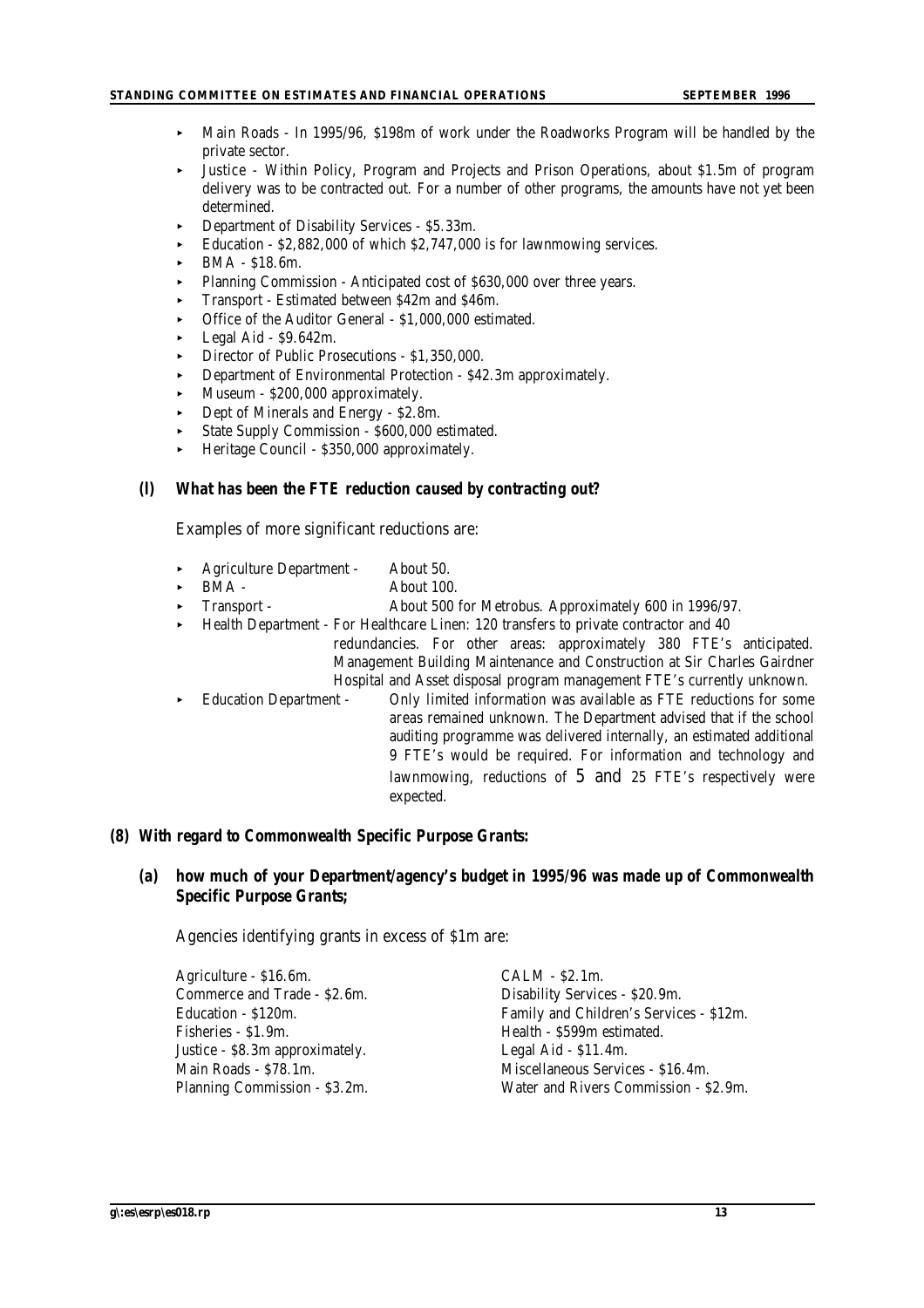- Main Roads - In 1995/96, \$198m of work under the Roadworks Program will be handled by the private sector.
- Justice - Within Policy, Program and Projects and Prison Operations, about \$1.5m of program delivery was to be contracted out. For a number of other programs, the amounts have not yet been determined.
- Department of Disability Services - \$5.33m.
- Education - \$2,882,000 of which \$2,747,000 is for lawnmowing services.
- BMA - \$18.6m.
- Planning Commission - Anticipated cost of \$630,000 over three years.
- Transport - Estimated between \$42m and \$46m.
- Office of the Auditor General - \$1,000,000 estimated.
- Legal Aid - \$9.642m.
- Director of Public Prosecutions - \$1,350,000.
- Department of Environmental Protection - \$42.3m approximately.
- Museum - \$200,000 approximately.
- Dept of Minerals and Energy - \$2.8m.
- State Supply Commission - \$600,000 estimated.
- Heritage Council - \$350,000 approximately.

**(l) What has been the FTE reduction caused by contracting out?**

Examples of more significant reductions are:

- Agriculture Department - About 50.
- BMA - About 100.
- Transport - About 500 for Metrobus. Approximately 600 in 1996/97.
- Health Department - For Healthcare Linen: 120 transfers to private contractor and 40 redundancies. For other areas: approximately 380 FTE's anticipated. Management Building Maintenance and Construction at Sir Charles Gairdner Hospital and Asset disposal program management FTE's currently unknown.
- Education Department - Only limited information was available as FTE reductions for some areas remained unknown. The Department advised that if the school auditing programme was delivered internally, an estimated additional 9 FTE's would be required. For information and technology and lawnmowing, reductions of 5 and 25 FTE's respectively were expected.

**(8) With regard to Commonwealth Specific Purpose Grants:**

**(a) how much of your Department/agency's budget in 1995/96 was made up of Commonwealth Specific Purpose Grants;**

Agencies identifying grants in excess of \$1m are:

Agriculture - \$16.6m.
CALM - \$2.1m.
Commerce and Trade - \$2.6m.
Disability Services - \$20.9m.
Education - \$120m.
Family and Children's Services - \$12m.
Fisheries - \$1.9m.
Health - \$599m estimated.
Justice - \$8.3m approximately.
Legal Aid - \$11.4m.
Main Roads - \$78.1m.
Miscellaneous Services - \$16.4m.
Planning Commission - \$3.2m.
Water and Rivers Commission - \$2.9m.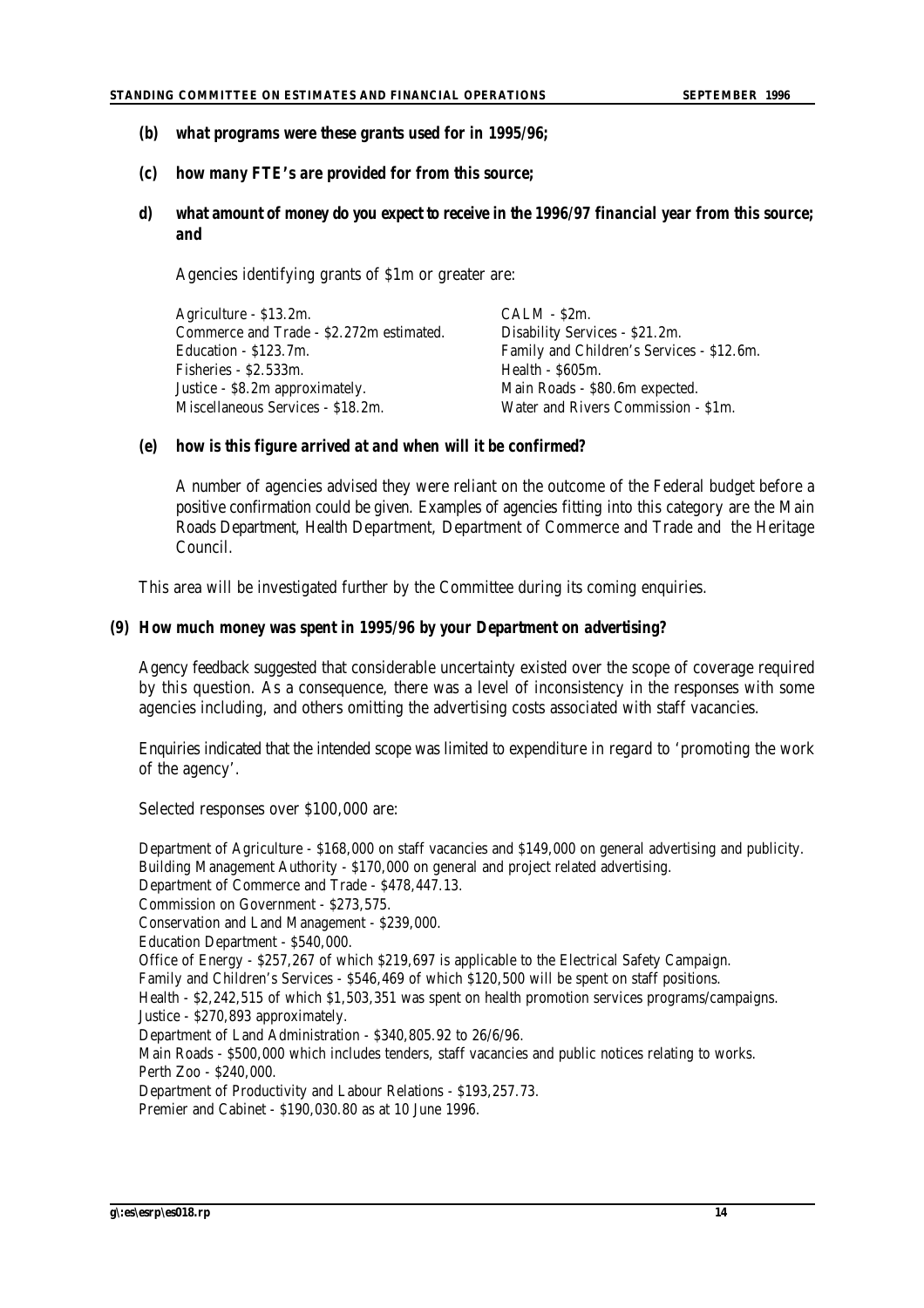**(b) what programs were these grants used for in 1995/96;**

**(c) how many FTE's are provided for from this source;**

**d) what amount of money do you expect to receive in the 1996/97 financial year from this source; and**

Agencies identifying grants of $1m or greater are:

| | |
|---|---|
| Agriculture - $13.2m. | CALM - $2m. |
| Commerce and Trade - $2.272m estimated. | Disability Services - $21.2m. |
| Education - $123.7m. | Family and Children's Services - $12.6m. |
| Fisheries - $2.533m. | Health - $605m. |
| Justice - $8.2m approximately. | Main Roads - $80.6m expected. |
| Miscellaneous Services - $18.2m. | Water and Rivers Commission - $1m. |

**(e) how is this figure arrived at and when will it be confirmed?**

A number of agencies advised they were reliant on the outcome of the Federal budget before a positive confirmation could be given. Examples of agencies fitting into this category are the Main Roads Department, Health Department, Department of Commerce and Trade and the Heritage Council.

This area will be investigated further by the Committee during its coming enquiries.

**(9) How much money was spent in 1995/96 by your Department on advertising?**

Agency feedback suggested that considerable uncertainty existed over the scope of coverage required by this question. As a consequence, there was a level of inconsistency in the responses with some agencies including, and others omitting the advertising costs associated with staff vacancies.

Enquiries indicated that the intended scope was limited to expenditure in regard to 'promoting the work of the agency'.

Selected responses over $100,000 are:

Department of Agriculture - $168,000 on staff vacancies and $149,000 on general advertising and publicity.
Building Management Authority - $170,000 on general and project related advertising.
Department of Commerce and Trade - $478,447.13.
Commission on Government - $273,575.
Conservation and Land Management - $239,000.
Education Department - $540,000.
Office of Energy - $257,267 of which $219,697 is applicable to the Electrical Safety Campaign.
Family and Children's Services - $546,469 of which $120,500 will be spent on staff positions.
Health - $2,242,515 of which $1,503,351 was spent on health promotion services programs/campaigns.
Justice - $270,893 approximately.
Department of Land Administration - $340,805.92 to 26/6/96.
Main Roads - $500,000 which includes tenders, staff vacancies and public notices relating to works.
Perth Zoo - $240,000.
Department of Productivity and Labour Relations - $193,257.73.
Premier and Cabinet - $190,030.80 as at 10 June 1996.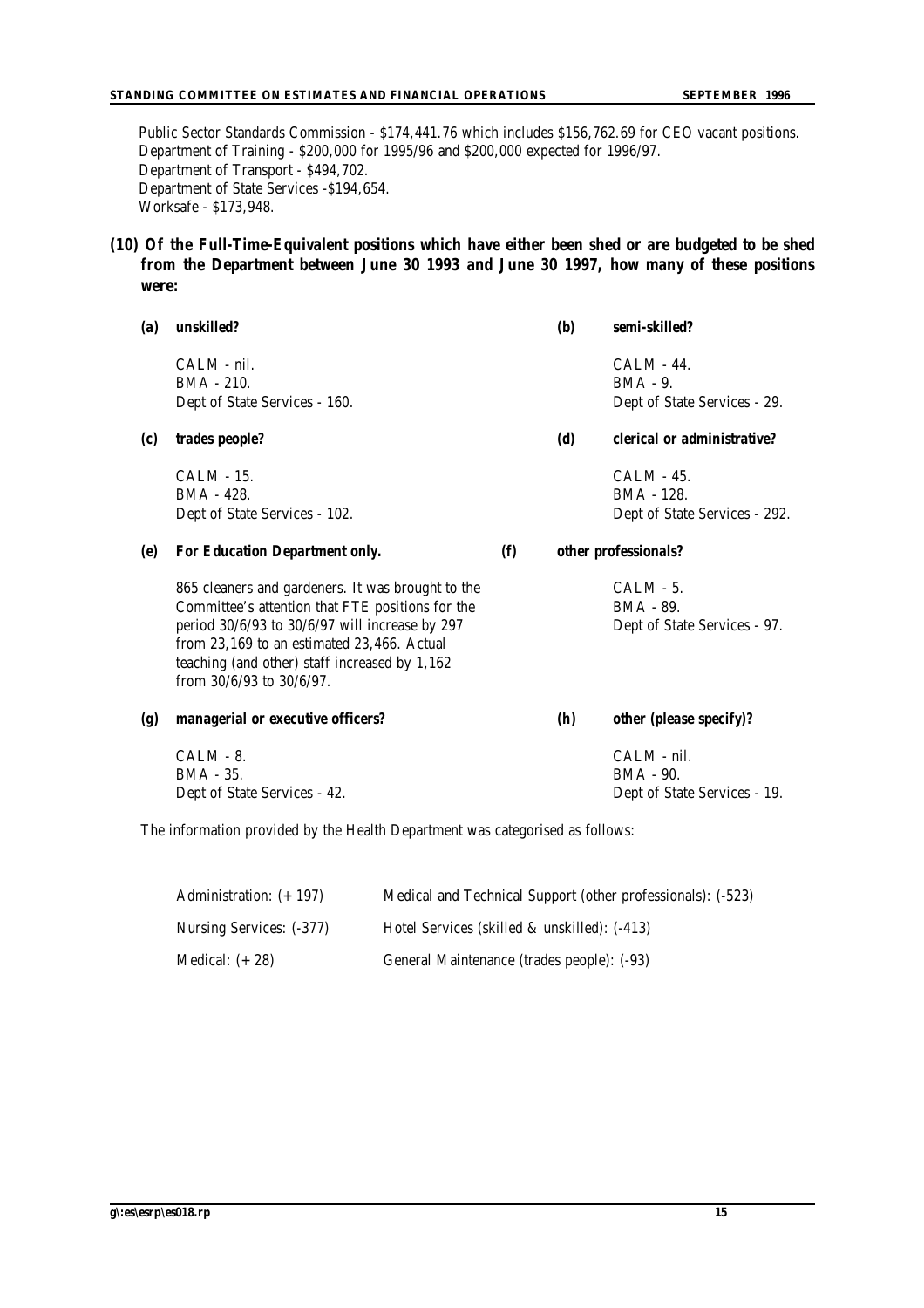Public Sector Standards Commission - $174,441.76 which includes $156,762.69 for CEO vacant positions.
Department of Training - $200,000 for 1995/96 and $200,000 expected for 1996/97.
Department of Transport - $494,702.
Department of State Services -$194,654.
Worksafe - $173,948.

**(10) Of the Full-Time-Equivalent positions which have either been shed or are budgeted to be shed from the Department between June 30 1993 and June 30 1997, how many of these positions were:**

**(a) unskilled?**

CALM - nil.
BMA - 210.
Dept of State Services - 160.

**(b) semi-skilled?**

CALM - 44.
BMA - 9.
Dept of State Services - 29.

**(c) trades people?**

CALM - 15.
BMA - 428.
Dept of State Services - 102.

**(d) clerical or administrative?**

CALM - 45.
BMA - 128.
Dept of State Services - 292.

***(e) For Education Department only.***

865 cleaners and gardeners. It was brought to the Committee's attention that FTE positions for the period 30/6/93 to 30/6/97 will increase by 297 from 23,169 to an estimated 23,466. Actual teaching (and other) staff increased by 1,162 from 30/6/93 to 30/6/97.

**(f) other professionals?**

CALM - 5.
BMA - 89.
Dept of State Services - 97.

**(g) managerial or executive officers?**

CALM - 8.
BMA - 35.
Dept of State Services - 42.

**(h) other (please specify)?**

CALM - nil.
BMA - 90.
Dept of State Services - 19.

The information provided by the Health Department was categorised as follows:

| | |
|---|---|
| Administration: (+ 197) | Medical and Technical Support (other professionals): (-523) |
| Nursing Services: (-377) | Hotel Services (skilled & unskilled): (-413) |
| Medical: (+ 28) | General Maintenance (trades people): (-93) |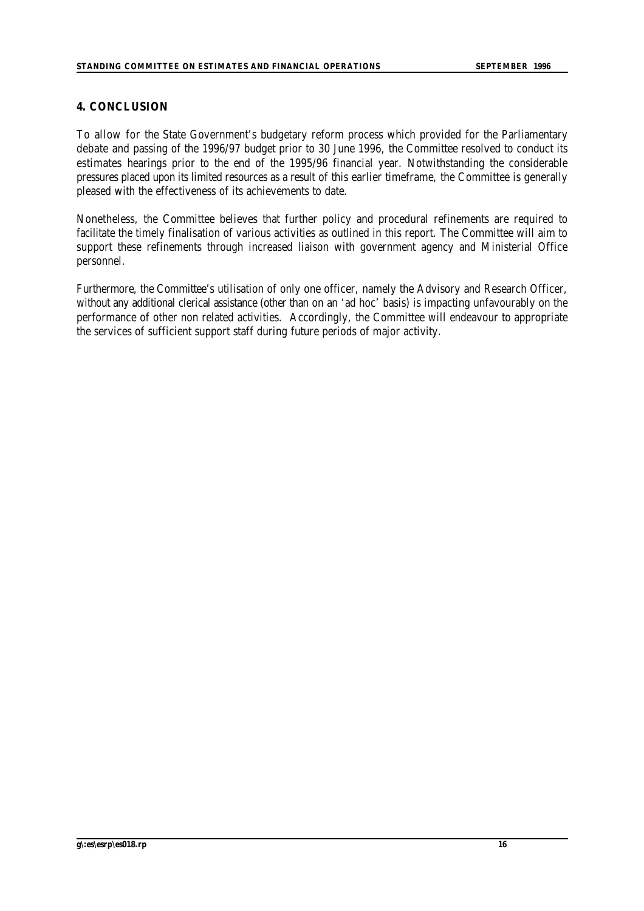## 4. CONCLUSION

To allow for the State Government's budgetary reform process which provided for the Parliamentary debate and passing of the 1996/97 budget prior to 30 June 1996, the Committee resolved to conduct its estimates hearings prior to the end of the 1995/96 financial year. Notwithstanding the considerable pressures placed upon its limited resources as a result of this earlier timeframe, the Committee is generally pleased with the effectiveness of its achievements to date.

Nonetheless, the Committee believes that further policy and procedural refinements are required to facilitate the timely finalisation of various activities as outlined in this report. The Committee will aim to support these refinements through increased liaison with government agency and Ministerial Office personnel.

Furthermore, the Committee's utilisation of only one officer, namely the Advisory and Research Officer, without any additional clerical assistance (other than on an 'ad hoc' basis) is impacting unfavourably on the performance of other non related activities. Accordingly, the Committee will endeavour to appropriate the services of sufficient support staff during future periods of major activity.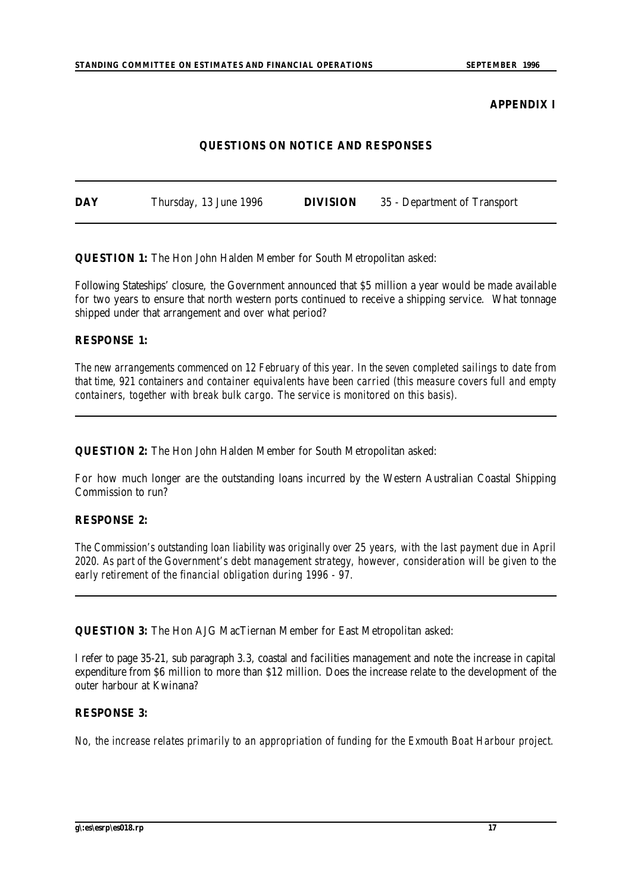**APPENDIX I**

**QUESTIONS ON NOTICE AND RESPONSES**

| **DAY** | Thursday, 13 June 1996 | **DIVISION** | 35 - Department of Transport |
|---|---|---|---|

**QUESTION 1:** The Hon John Halden Member for South Metropolitan asked:

Following Stateships' closure, the Government announced that $5 million a year would be made available for two years to ensure that north western ports continued to receive a shipping service. What tonnage shipped under that arrangement and over what period?

**RESPONSE 1:**

*The new arrangements commenced on 12 February of this year. In the seven completed sailings to date from that time, 921 containers and container equivalents have been carried (this measure covers full and empty containers, together with break bulk cargo. The service is monitored on this basis).*

---

**QUESTION 2:** The Hon John Halden Member for South Metropolitan asked:

For how much longer are the outstanding loans incurred by the Western Australian Coastal Shipping Commission to run?

**RESPONSE 2:**

*The Commission's outstanding loan liability was originally over 25 years, with the last payment due in April 2020. As part of the Government's debt management strategy, however, consideration will be given to the early retirement of the financial obligation during 1996 - 97.*

---

**QUESTION 3:** The Hon AJG MacTiernan Member for East Metropolitan asked:

I refer to page 35-21, sub paragraph 3.3, coastal and facilities management and note the increase in capital expenditure from $6 million to more than $12 million. Does the increase relate to the development of the outer harbour at Kwinana?

**RESPONSE 3:**

*No, the increase relates primarily to an appropriation of funding for the Exmouth Boat Harbour project.*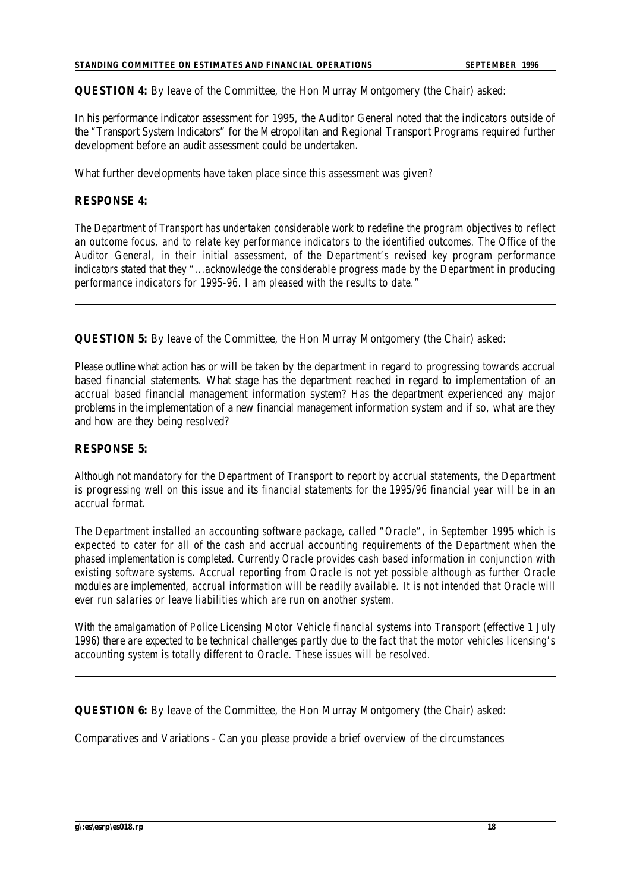**QUESTION 4:** By leave of the Committee, the Hon Murray Montgomery (the Chair) asked:

In his performance indicator assessment for 1995, the Auditor General noted that the indicators outside of the "Transport System Indicators" for the Metropolitan and Regional Transport Programs required further development before an audit assessment could be undertaken.

What further developments have taken place since this assessment was given?

**RESPONSE 4:**

*The Department of Transport has undertaken considerable work to redefine the program objectives to reflect an outcome focus, and to relate key performance indicators to the identified outcomes. The Office of the Auditor General, in their initial assessment, of the Department's revised key program performance indicators stated that they "...acknowledge the considerable progress made by the Department in producing performance indicators for 1995-96. I am pleased with the results to date."*

---

**QUESTION 5:** By leave of the Committee, the Hon Murray Montgomery (the Chair) asked:

Please outline what action has or will be taken by the department in regard to progressing towards accrual based financial statements. What stage has the department reached in regard to implementation of an accrual based financial management information system? Has the department experienced any major problems in the implementation of a new financial management information system and if so, what are they and how are they being resolved?

**RESPONSE 5:**

*Although not mandatory for the Department of Transport to report by accrual statements, the Department is progressing well on this issue and its financial statements for the 1995/96 financial year will be in an accrual format.*

*The Department installed an accounting software package, called "Oracle", in September 1995 which is expected to cater for all of the cash and accrual accounting requirements of the Department when the phased implementation is completed. Currently Oracle provides cash based information in conjunction with existing software systems. Accrual reporting from Oracle is not yet possible although as further Oracle modules are implemented, accrual information will be readily available. It is not intended that Oracle will ever run salaries or leave liabilities which are run on another system.*

*With the amalgamation of Police Licensing Motor Vehicle financial systems into Transport (effective 1 July 1996) there are expected to be technical challenges partly due to the fact that the motor vehicles licensing's accounting system is totally different to Oracle. These issues will be resolved.*

---

**QUESTION 6:** By leave of the Committee, the Hon Murray Montgomery (the Chair) asked:

Comparatives and Variations - Can you please provide a brief overview of the circumstances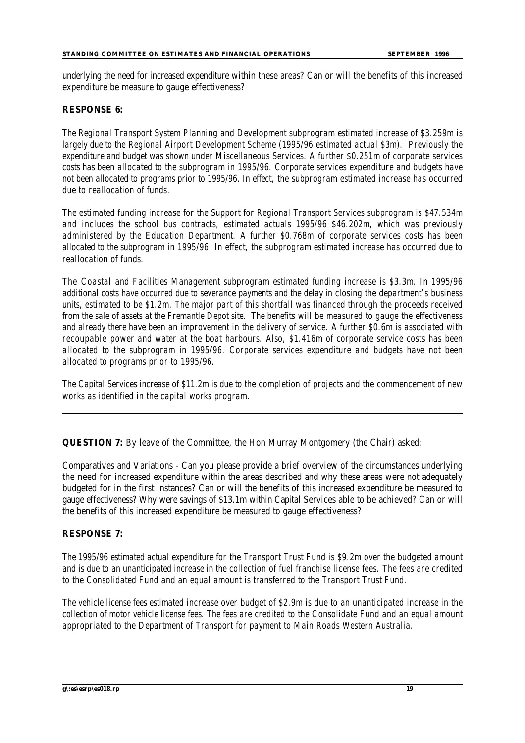underlying the need for increased expenditure within these areas? Can or will the benefits of this increased expenditure be measure to gauge effectiveness?

**RESPONSE 6:**

*The Regional Transport System Planning and Development subprogram estimated increase of $3.259m is largely due to the Regional Airport Development Scheme (1995/96 estimated actual $3m). Previously the expenditure and budget was shown under Miscellaneous Services. A further $0.251m of corporate services costs has been allocated to the subprogram in 1995/96. Corporate services expenditure and budgets have not been allocated to programs prior to 1995/96. In effect, the subprogram estimated increase has occurred due to reallocation of funds.*

*The estimated funding increase for the Support for Regional Transport Services subprogram is $47.534m and includes the school bus contracts, estimated actuals 1995/96 $46.202m, which was previously administered by the Education Department. A further $0.768m of corporate services costs has been allocated to the subprogram in 1995/96. In effect, the subprogram estimated increase has occurred due to reallocation of funds.*

*The Coastal and Facilities Management subprogram estimated funding increase is $3.3m. In 1995/96 additional costs have occurred due to severance payments and the delay in closing the department's business units, estimated to be $1.2m. The major part of this shortfall was financed through the proceeds received from the sale of assets at the Fremantle Depot site. The benefits will be measured to gauge the effectiveness and already there have been an improvement in the delivery of service. A further $0.6m is associated with recoupable power and water at the boat harbours. Also, $1.416m of corporate service costs has been allocated to the subprogram in 1995/96. Corporate services expenditure and budgets have not been allocated to programs prior to 1995/96.*

*The Capital Services increase of $11.2m is due to the completion of projects and the commencement of new works as identified in the capital works program.*

---

**QUESTION 7:** By leave of the Committee, the Hon Murray Montgomery (the Chair) asked:

Comparatives and Variations - Can you please provide a brief overview of the circumstances underlying the need for increased expenditure within the areas described and why these areas were not adequately budgeted for in the first instances? Can or will the benefits of this increased expenditure be measured to gauge effectiveness? Why were savings of $13.1m within Capital Services able to be achieved? Can or will the benefits of this increased expenditure be measured to gauge effectiveness?

**RESPONSE 7:**

*The 1995/96 estimated actual expenditure for the Transport Trust Fund is $9.2m over the budgeted amount and is due to an unanticipated increase in the collection of fuel franchise license fees. The fees are credited to the Consolidated Fund and an equal amount is transferred to the Transport Trust Fund.*

*The vehicle license fees estimated increase over budget of $2.9m is due to an unanticipated increase in the collection of motor vehicle license fees. The fees are credited to the Consolidate Fund and an equal amount appropriated to the Department of Transport for payment to Main Roads Western Australia.*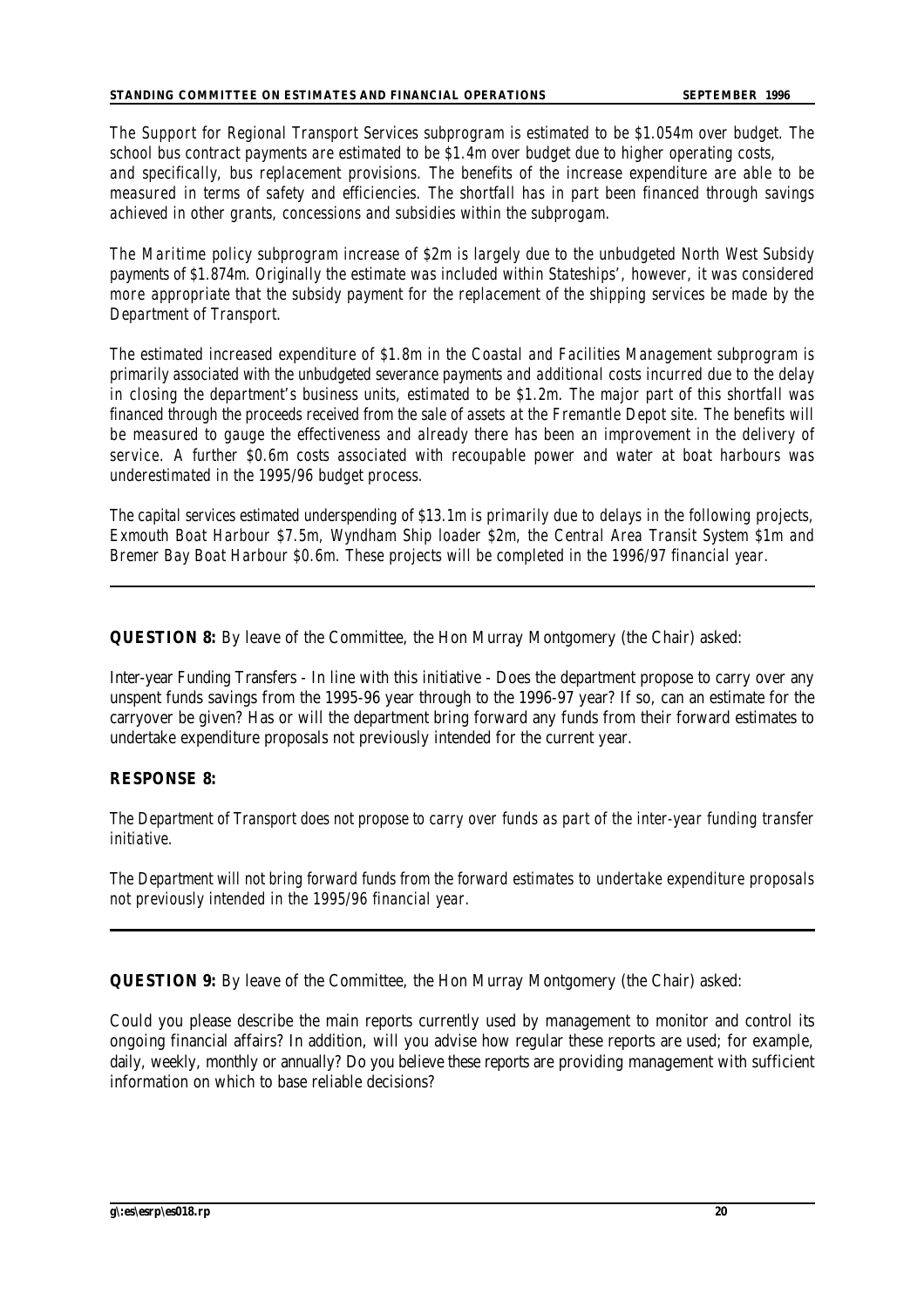*The Support for Regional Transport Services subprogram is estimated to be $1.054m over budget. The school bus contract payments are estimated to be $1.4m over budget due to higher operating costs, and specifically, bus replacement provisions. The benefits of the increase expenditure are able to be measured in terms of safety and efficiencies. The shortfall has in part been financed through savings achieved in other grants, concessions and subsidies within the subprogam.*

*The Maritime policy subprogram increase of $2m is largely due to the unbudgeted North West Subsidy payments of $1.874m. Originally the estimate was included within Stateships', however, it was considered more appropriate that the subsidy payment for the replacement of the shipping services be made by the Department of Transport.*

*The estimated increased expenditure of $1.8m in the Coastal and Facilities Management subprogram is primarily associated with the unbudgeted severance payments and additional costs incurred due to the delay in closing the department's business units, estimated to be $1.2m. The major part of this shortfall was financed through the proceeds received from the sale of assets at the Fremantle Depot site. The benefits will be measured to gauge the effectiveness and already there has been an improvement in the delivery of service. A further $0.6m costs associated with recoupable power and water at boat harbours was underestimated in the 1995/96 budget process.*

*The capital services estimated underspending of $13.1m is primarily due to delays in the following projects, Exmouth Boat Harbour $7.5m, Wyndham Ship loader $2m, the Central Area Transit System $1m and Bremer Bay Boat Harbour $0.6m. These projects will be completed in the 1996/97 financial year.*

---

**QUESTION 8:** By leave of the Committee, the Hon Murray Montgomery (the Chair) asked:

Inter-year Funding Transfers - In line with this initiative - Does the department propose to carry over any unspent funds savings from the 1995-96 year through to the 1996-97 year? If so, can an estimate for the carryover be given? Has or will the department bring forward any funds from their forward estimates to undertake expenditure proposals not previously intended for the current year.

**RESPONSE 8:**

*The Department of Transport does not propose to carry over funds as part of the inter-year funding transfer initiative.*

*The Department will not bring forward funds from the forward estimates to undertake expenditure proposals not previously intended in the 1995/96 financial year.*

---

**QUESTION 9:** By leave of the Committee, the Hon Murray Montgomery (the Chair) asked:

Could you please describe the main reports currently used by management to monitor and control its ongoing financial affairs? In addition, will you advise how regular these reports are used; for example, daily, weekly, monthly or annually? Do you believe these reports are providing management with sufficient information on which to base reliable decisions?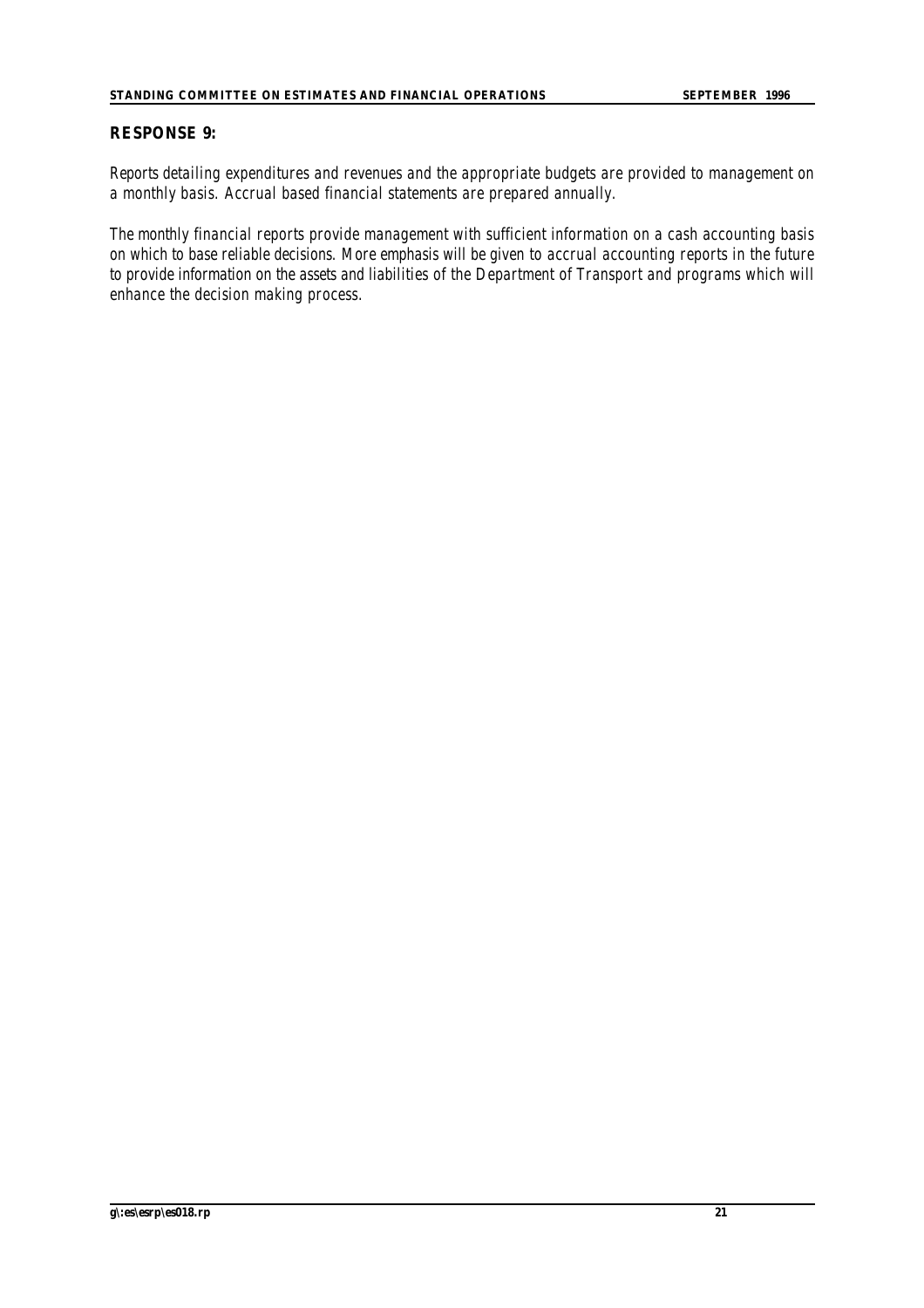**RESPONSE 9:**

*Reports detailing expenditures and revenues and the appropriate budgets are provided to management on a monthly basis. Accrual based financial statements are prepared annually.*

*The monthly financial reports provide management with sufficient information on a cash accounting basis on which to base reliable decisions. More emphasis will be given to accrual accounting reports in the future to provide information on the assets and liabilities of the Department of Transport and programs which will enhance the decision making process.*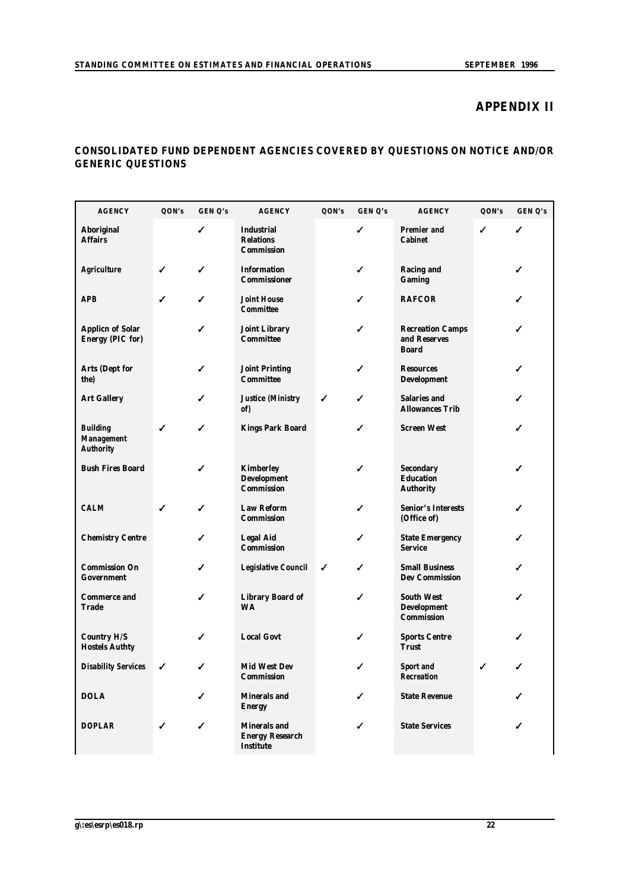# APPENDIX II

## CONSOLIDATED FUND DEPENDENT AGENCIES COVERED BY QUESTIONS ON NOTICE AND/OR GENERIC QUESTIONS

| AGENCY | QON's | GEN Q's | AGENCY | QON's | GEN Q's | AGENCY | QON's | GEN Q's |
|---|---|---|---|---|---|---|---|---|
| Aboriginal Affairs | | ✓ | Industrial Relations Commission | | ✓ | Premier and Cabinet | ✓ | ✓ |
| Agriculture | ✓ | ✓ | Information Commissioner | | ✓ | Racing and Gaming | | ✓ |
| APB | ✓ | ✓ | Joint House Committee | | ✓ | RAFCOR | | ✓ |
| Applicn of Solar Energy (PIC for) | | ✓ | Joint Library Committee | | ✓ | Recreation Camps and Reserves Board | | ✓ |
| Arts (Dept for the) | | ✓ | Joint Printing Committee | | ✓ | Resources Development | | ✓ |
| Art Gallery | | ✓ | Justice (Ministry of) | ✓ | ✓ | Salaries and Allowances Trib | | ✓ |
| Building Management Authority | ✓ | ✓ | Kings Park Board | | ✓ | Screen West | | ✓ |
| Bush Fires Board | | ✓ | Kimberley Development Commission | | ✓ | Secondary Education Authority | | ✓ |
| CALM | ✓ | ✓ | Law Reform Commission | | ✓ | Senior's Interests (Office of) | | ✓ |
| Chemistry Centre | | ✓ | Legal Aid Commission | | ✓ | State Emergency Service | | ✓ |
| Commission On Government | | ✓ | Legislative Council | ✓ | ✓ | Small Business Dev Commission | | ✓ |
| Commerce and Trade | | ✓ | Library Board of WA | | ✓ | South West Development Commission | | ✓ |
| Country H/S Hostels Authty | | ✓ | Local Govt | | ✓ | Sports Centre Trust | | ✓ |
| Disability Services | ✓ | ✓ | Mid West Dev Commission | | ✓ | Sport and Recreation | ✓ | ✓ |
| DOLA | | ✓ | Minerals and Energy | | ✓ | State Revenue | | ✓ |
| DOPLAR | ✓ | ✓ | Minerals and Energy Research Institute | | ✓ | State Services | | ✓ |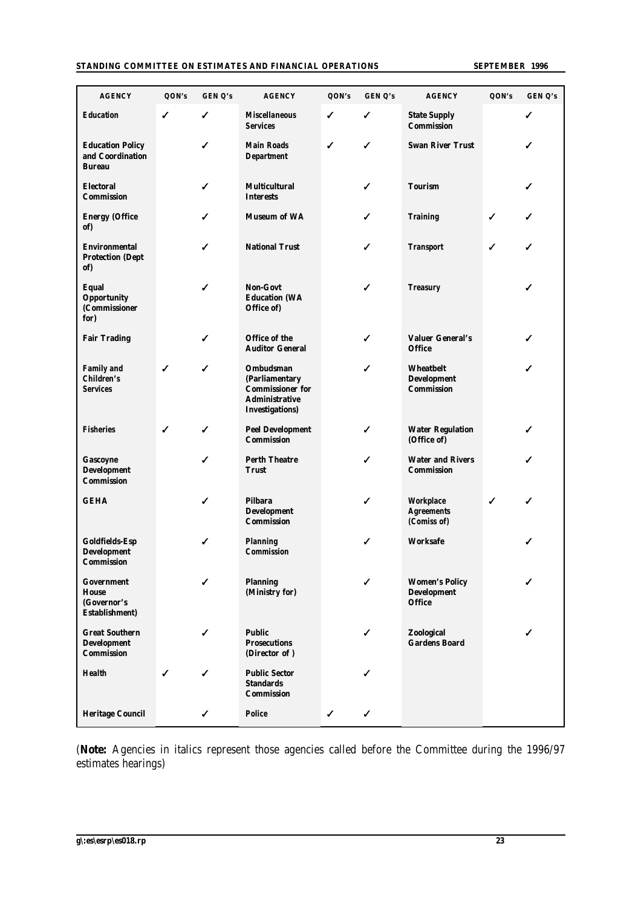| AGENCY | QON's | GEN Q's | AGENCY | QON's | GEN Q's | AGENCY | QON's | GEN Q's |
|---|---|---|---|---|---|---|---|---|
| Education | ✓ | ✓ | Miscellaneous Services | ✓ | ✓ | State Supply Commission | | ✓ |
| Education Policy and Coordination Bureau | | ✓ | Main Roads Department | ✓ | ✓ | Swan River Trust | | ✓ |
| Electoral Commission | | ✓ | Multicultural Interests | | ✓ | Tourism | | ✓ |
| Energy (Office of) | | ✓ | Museum of WA | | ✓ | Training | ✓ | ✓ |
| Environmental Protection (Dept of) | | ✓ | National Trust | | ✓ | Transport | ✓ | ✓ |
| Equal Opportunity (Commissioner for) | | ✓ | Non-Govt Education (WA Office of) | | ✓ | Treasury | | ✓ |
| Fair Trading | | ✓ | Office of the Auditor General | | ✓ | Valuer General's Office | | ✓ |
| Family and Children's Services | ✓ | ✓ | Ombudsman (Parliamentary Commissioner for Administrative Investigations) | | ✓ | Wheatbelt Development Commission | | ✓ |
| Fisheries | ✓ | ✓ | Peel Development Commission | | ✓ | Water Regulation (Office of) | | ✓ |
| Gascoyne Development Commission | | ✓ | Perth Theatre Trust | | ✓ | Water and Rivers Commission | | ✓ |
| GEHA | | ✓ | Pilbara Development Commission | | ✓ | Workplace Agreements (Comiss of) | ✓ | ✓ |
| Goldfields-Esp Development Commission | | ✓ | Planning Commission | | ✓ | Worksafe | | ✓ |
| Government House (Governor's Establishment) | | ✓ | Planning (Ministry for) | | ✓ | Women's Policy Development Office | | ✓ |
| Great Southern Development Commission | | ✓ | Public Prosecutions (Director of ) | | ✓ | Zoological Gardens Board | | ✓ |
| Health | ✓ | ✓ | Public Sector Standards Commission | | ✓ | | | |
| Heritage Council | | ✓ | Police | ✓ | ✓ | | | |

(**Note:** Agencies in italics represent those agencies called before the Committee during the 1996/97 estimates hearings)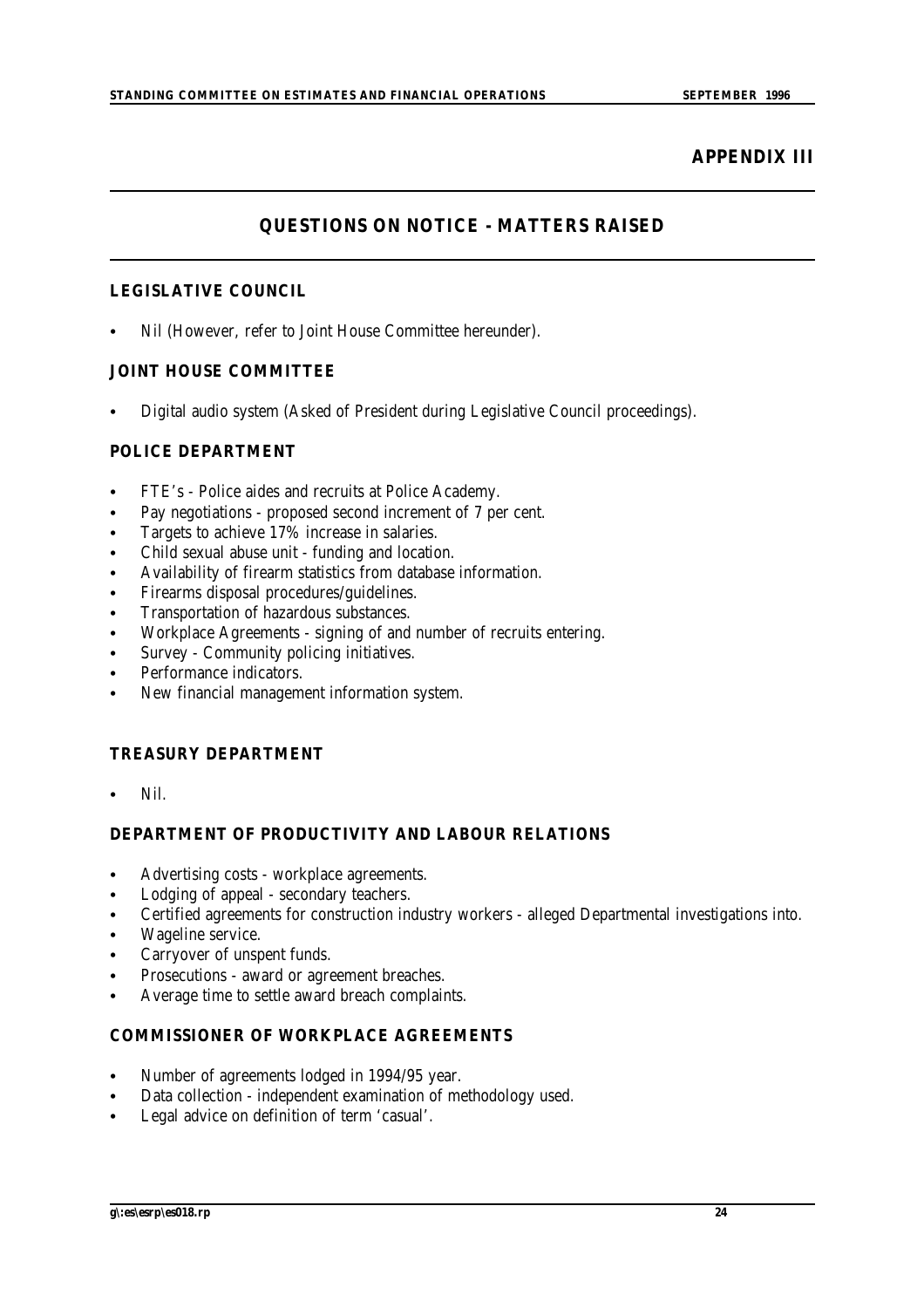# APPENDIX III

## QUESTIONS ON NOTICE - MATTERS RAISED

### LEGISLATIVE COUNCIL

- Nil (However, refer to Joint House Committee hereunder).

### JOINT HOUSE COMMITTEE

- Digital audio system (Asked of President during Legislative Council proceedings).

### POLICE DEPARTMENT

- FTE's - Police aides and recruits at Police Academy.
- Pay negotiations - proposed second increment of 7 per cent.
- Targets to achieve 17% increase in salaries.
- Child sexual abuse unit - funding and location.
- Availability of firearm statistics from database information.
- Firearms disposal procedures/guidelines.
- Transportation of hazardous substances.
- Workplace Agreements - signing of and number of recruits entering.
- Survey - Community policing initiatives.
- Performance indicators.
- New financial management information system.

### TREASURY DEPARTMENT

- Nil.

### DEPARTMENT OF PRODUCTIVITY AND LABOUR RELATIONS

- Advertising costs - workplace agreements.
- Lodging of appeal - secondary teachers.
- Certified agreements for construction industry workers - alleged Departmental investigations into.
- Wageline service.
- Carryover of unspent funds.
- Prosecutions - award or agreement breaches.
- Average time to settle award breach complaints.

### COMMISSIONER OF WORKPLACE AGREEMENTS

- Number of agreements lodged in 1994/95 year.
- Data collection - independent examination of methodology used.
- Legal advice on definition of term 'casual'.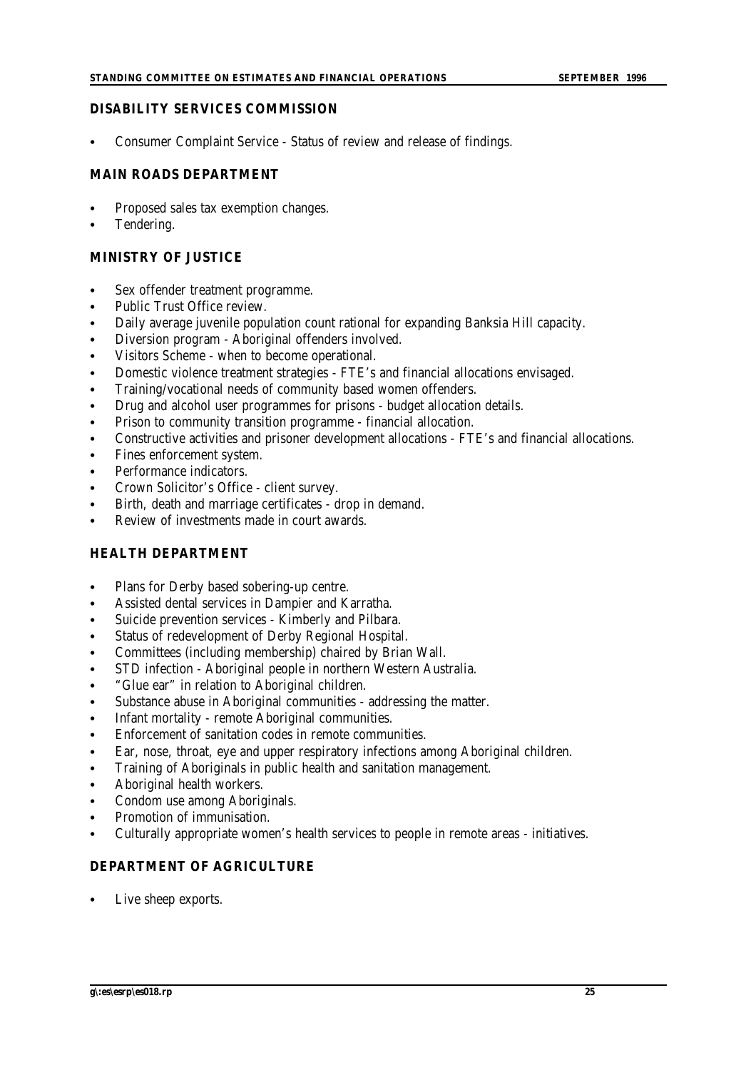## DISABILITY SERVICES COMMISSION

- Consumer Complaint Service - Status of review and release of findings.

## MAIN ROADS DEPARTMENT

- Proposed sales tax exemption changes.
- Tendering.

## MINISTRY OF JUSTICE

- Sex offender treatment programme.
- Public Trust Office review.
- Daily average juvenile population count rational for expanding Banksia Hill capacity.
- Diversion program - Aboriginal offenders involved.
- Visitors Scheme - when to become operational.
- Domestic violence treatment strategies - FTE's and financial allocations envisaged.
- Training/vocational needs of community based women offenders.
- Drug and alcohol user programmes for prisons - budget allocation details.
- Prison to community transition programme - financial allocation.
- Constructive activities and prisoner development allocations - FTE's and financial allocations.
- Fines enforcement system.
- Performance indicators.
- Crown Solicitor's Office - client survey.
- Birth, death and marriage certificates - drop in demand.
- Review of investments made in court awards.

## HEALTH DEPARTMENT

- Plans for Derby based sobering-up centre.
- Assisted dental services in Dampier and Karratha.
- Suicide prevention services - Kimberly and Pilbara.
- Status of redevelopment of Derby Regional Hospital.
- Committees (including membership) chaired by Brian Wall.
- STD infection - Aboriginal people in northern Western Australia.
- "Glue ear" in relation to Aboriginal children.
- Substance abuse in Aboriginal communities - addressing the matter.
- Infant mortality - remote Aboriginal communities.
- Enforcement of sanitation codes in remote communities.
- Ear, nose, throat, eye and upper respiratory infections among Aboriginal children.
- Training of Aboriginals in public health and sanitation management.
- Aboriginal health workers.
- Condom use among Aboriginals.
- Promotion of immunisation.
- Culturally appropriate women's health services to people in remote areas - initiatives.

## DEPARTMENT OF AGRICULTURE

- Live sheep exports.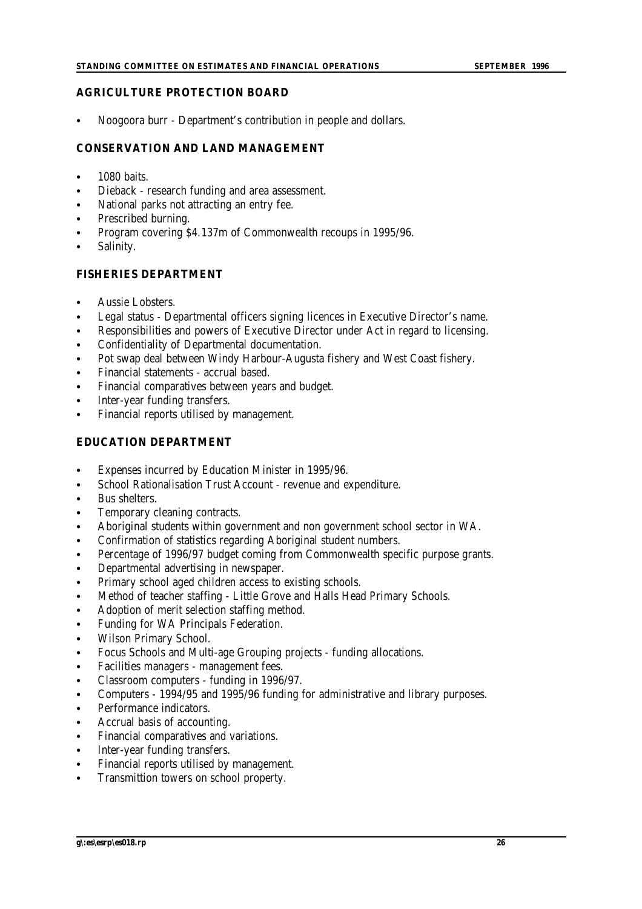## AGRICULTURE PROTECTION BOARD

- Noogoora burr - Department's contribution in people and dollars.

## CONSERVATION AND LAND MANAGEMENT

- 1080 baits.
- Dieback - research funding and area assessment.
- National parks not attracting an entry fee.
- Prescribed burning.
- Program covering $4.137m of Commonwealth recoups in 1995/96.
- Salinity.

## FISHERIES DEPARTMENT

- Aussie Lobsters.
- Legal status - Departmental officers signing licences in Executive Director's name.
- Responsibilities and powers of Executive Director under Act in regard to licensing.
- Confidentiality of Departmental documentation.
- Pot swap deal between Windy Harbour-Augusta fishery and West Coast fishery.
- Financial statements - accrual based.
- Financial comparatives between years and budget.
- Inter-year funding transfers.
- Financial reports utilised by management.

## EDUCATION DEPARTMENT

- Expenses incurred by Education Minister in 1995/96.
- School Rationalisation Trust Account - revenue and expenditure.
- Bus shelters.
- Temporary cleaning contracts.
- Aboriginal students within government and non government school sector in WA.
- Confirmation of statistics regarding Aboriginal student numbers.
- Percentage of 1996/97 budget coming from Commonwealth specific purpose grants.
- Departmental advertising in newspaper.
- Primary school aged children access to existing schools.
- Method of teacher staffing - Little Grove and Halls Head Primary Schools.
- Adoption of merit selection staffing method.
- Funding for WA Principals Federation.
- Wilson Primary School.
- Focus Schools and Multi-age Grouping projects - funding allocations.
- Facilities managers - management fees.
- Classroom computers - funding in 1996/97.
- Computers - 1994/95 and 1995/96 funding for administrative and library purposes.
- Performance indicators.
- Accrual basis of accounting.
- Financial comparatives and variations.
- Inter-year funding transfers.
- Financial reports utilised by management.
- Transmittion towers on school property.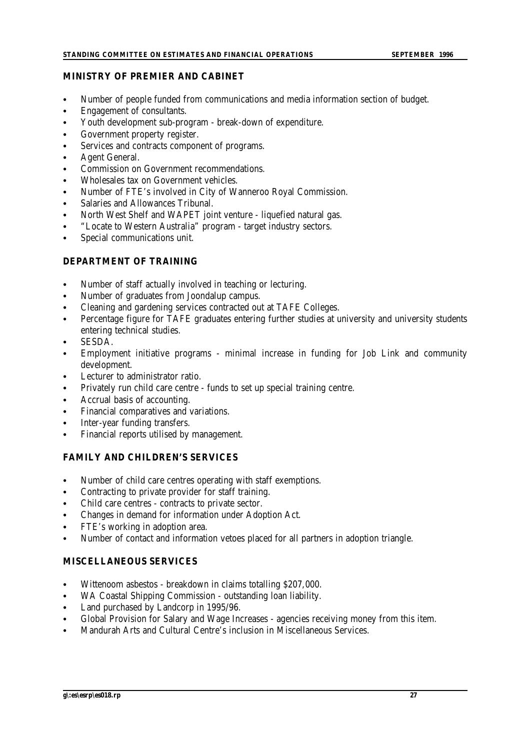## MINISTRY OF PREMIER AND CABINET

- Number of people funded from communications and media information section of budget.
- Engagement of consultants.
- Youth development sub-program - break-down of expenditure.
- Government property register.
- Services and contracts component of programs.
- Agent General.
- Commission on Government recommendations.
- Wholesales tax on Government vehicles.
- Number of FTE's involved in City of Wanneroo Royal Commission.
- Salaries and Allowances Tribunal.
- North West Shelf and WAPET joint venture - liquefied natural gas.
- "Locate to Western Australia" program - target industry sectors.
- Special communications unit.

## DEPARTMENT OF TRAINING

- Number of staff actually involved in teaching or lecturing.
- Number of graduates from Joondalup campus.
- Cleaning and gardening services contracted out at TAFE Colleges.
- Percentage figure for TAFE graduates entering further studies at university and university students entering technical studies.
- SESDA.
- Employment initiative programs - minimal increase in funding for Job Link and community development.
- Lecturer to administrator ratio.
- Privately run child care centre - funds to set up special training centre.
- Accrual basis of accounting.
- Financial comparatives and variations.
- Inter-year funding transfers.
- Financial reports utilised by management.

## FAMILY AND CHILDREN'S SERVICES

- Number of child care centres operating with staff exemptions.
- Contracting to private provider for staff training.
- Child care centres - contracts to private sector.
- Changes in demand for information under Adoption Act.
- FTE's working in adoption area.
- Number of contact and information vetoes placed for all partners in adoption triangle.

## MISCELLANEOUS SERVICES

- Wittenoom asbestos - breakdown in claims totalling $207,000.
- WA Coastal Shipping Commission - outstanding loan liability.
- Land purchased by Landcorp in 1995/96.
- Global Provision for Salary and Wage Increases - agencies receiving money from this item.
- Mandurah Arts and Cultural Centre's inclusion in Miscellaneous Services.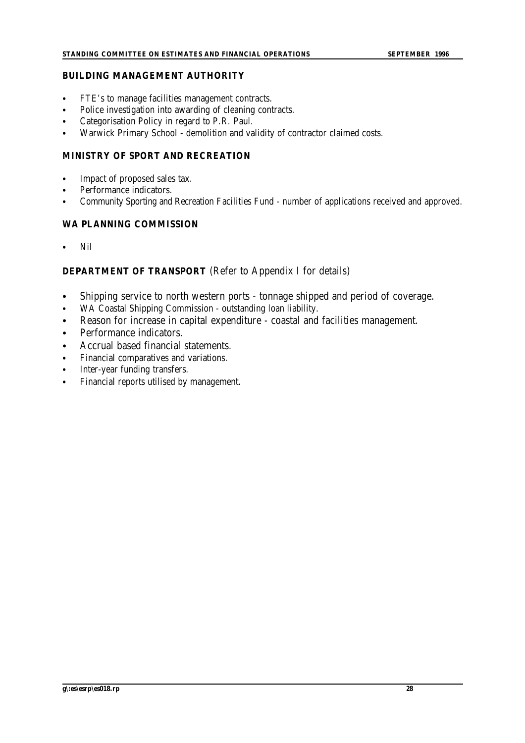## BUILDING MANAGEMENT AUTHORITY

- FTE's to manage facilities management contracts.
- Police investigation into awarding of cleaning contracts.
- Categorisation Policy in regard to P.R. Paul.
- Warwick Primary School - demolition and validity of contractor claimed costs.

## MINISTRY OF SPORT AND RECREATION

- Impact of proposed sales tax.
- Performance indicators.
- Community Sporting and Recreation Facilities Fund - number of applications received and approved.

## WA PLANNING COMMISSION

- Nil

## DEPARTMENT OF TRANSPORT (Refer to Appendix I for details)

- Shipping service to north western ports - tonnage shipped and period of coverage.
- WA Coastal Shipping Commission - outstanding loan liability.
- Reason for increase in capital expenditure - coastal and facilities management.
- Performance indicators.
- Accrual based financial statements.
- Financial comparatives and variations.
- Inter-year funding transfers.
- Financial reports utilised by management.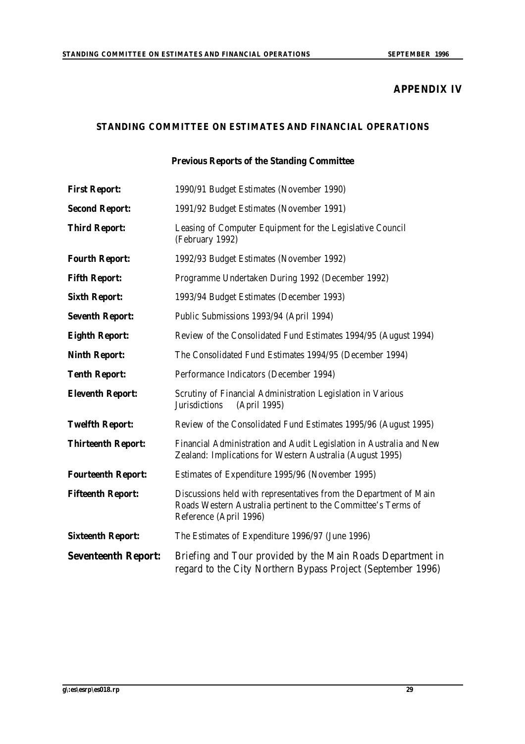## APPENDIX IV

### STANDING COMMITTEE ON ESTIMATES AND FINANCIAL OPERATIONS

#### Previous Reports of the Standing Committee

| | |
|---|---|
| **First Report:** | 1990/91 Budget Estimates (November 1990) |
| **Second Report:** | 1991/92 Budget Estimates (November 1991) |
| **Third Report:** | Leasing of Computer Equipment for the Legislative Council (February 1992) |
| **Fourth Report:** | 1992/93 Budget Estimates (November 1992) |
| **Fifth Report:** | Programme Undertaken During 1992 (December 1992) |
| **Sixth Report:** | 1993/94 Budget Estimates (December 1993) |
| **Seventh Report:** | Public Submissions 1993/94 (April 1994) |
| **Eighth Report:** | Review of the Consolidated Fund Estimates 1994/95 (August 1994) |
| **Ninth Report:** | The Consolidated Fund Estimates 1994/95 (December 1994) |
| **Tenth Report:** | Performance Indicators (December 1994) |
| **Eleventh Report:** | Scrutiny of Financial Administration Legislation in Various Jurisdictions (April 1995) |
| **Twelfth Report:** | Review of the Consolidated Fund Estimates 1995/96 (August 1995) |
| **Thirteenth Report:** | Financial Administration and Audit Legislation in Australia and New Zealand: Implications for Western Australia (August 1995) |
| **Fourteenth Report:** | Estimates of Expenditure 1995/96 (November 1995) |
| **Fifteenth Report:** | Discussions held with representatives from the Department of Main Roads Western Australia pertinent to the Committee's Terms of Reference (April 1996) |
| **Sixteenth Report:** | The Estimates of Expenditure 1996/97 (June 1996) |
| **Seventeenth Report:** | Briefing and Tour provided by the Main Roads Department in regard to the City Northern Bypass Project (September 1996) |